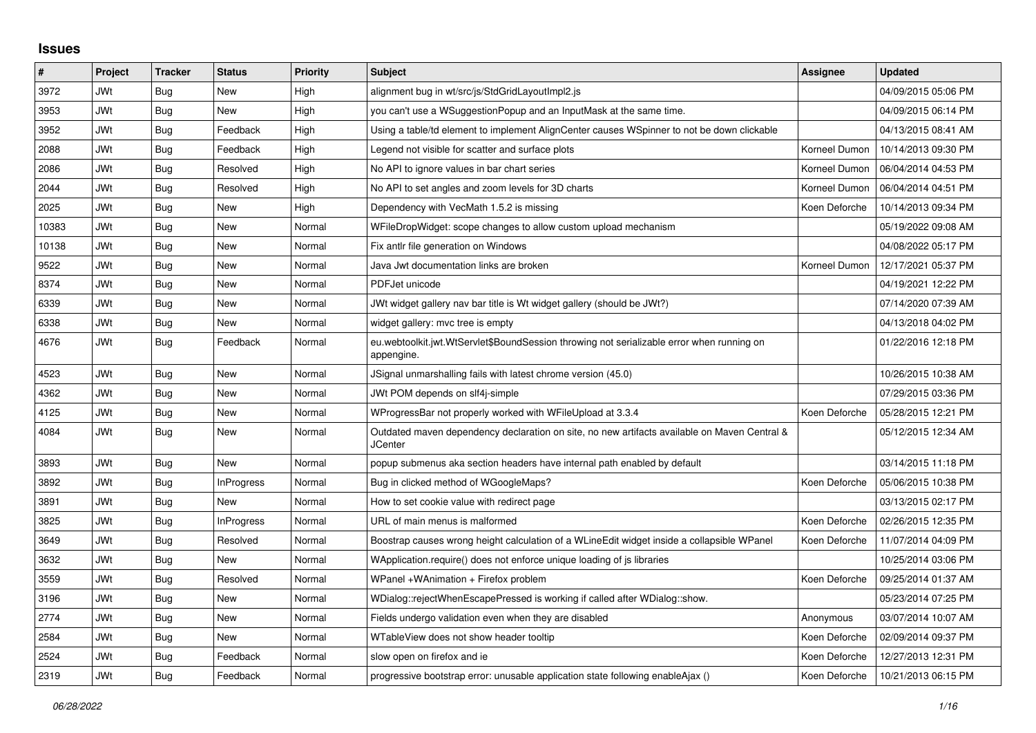## Issues

| # | Project | Tracker | Status | Priority | Subject | Assignee | Updated |
|---|---|---|---|---|---|---|---|
| 3972 | JWt | Bug | New | High | alignment bug in wt/src/js/StdGridLayoutImpl2.js | | 04/09/2015 05:06 PM |
| 3953 | JWt | Bug | New | High | you can't use a WSuggestionPopup and an InputMask at the same time. | | 04/09/2015 06:14 PM |
| 3952 | JWt | Bug | Feedback | High | Using a table/td element to implement AlignCenter causes WSpinner to not be down clickable | | 04/13/2015 08:41 AM |
| 2088 | JWt | Bug | Feedback | High | Legend not visible for scatter and surface plots | Korneel Dumon | 10/14/2013 09:30 PM |
| 2086 | JWt | Bug | Resolved | High | No API to ignore values in bar chart series | Korneel Dumon | 06/04/2014 04:53 PM |
| 2044 | JWt | Bug | Resolved | High | No API to set angles and zoom levels for 3D charts | Korneel Dumon | 06/04/2014 04:51 PM |
| 2025 | JWt | Bug | New | High | Dependency with VecMath 1.5.2 is missing | Koen Deforche | 10/14/2013 09:34 PM |
| 10383 | JWt | Bug | New | Normal | WFileDropWidget: scope changes to allow custom upload mechanism | | 05/19/2022 09:08 AM |
| 10138 | JWt | Bug | New | Normal | Fix antlr file generation on Windows | | 04/08/2022 05:17 PM |
| 9522 | JWt | Bug | New | Normal | Java Jwt documentation links are broken | Korneel Dumon | 12/17/2021 05:37 PM |
| 8374 | JWt | Bug | New | Normal | PDFJet unicode | | 04/19/2021 12:22 PM |
| 6339 | JWt | Bug | New | Normal | JWt widget gallery nav bar title is Wt widget gallery (should be JWt?) | | 07/14/2020 07:39 AM |
| 6338 | JWt | Bug | New | Normal | widget gallery: mvc tree is empty | | 04/13/2018 04:02 PM |
| 4676 | JWt | Bug | Feedback | Normal | eu.webtoolkit.jwt.WtServlet$BoundSession throwing not serializable error when running on appengine. | | 01/22/2016 12:18 PM |
| 4523 | JWt | Bug | New | Normal | JSignal unmarshalling fails with latest chrome version (45.0) | | 10/26/2015 10:38 AM |
| 4362 | JWt | Bug | New | Normal | JWt POM depends on slf4j-simple | | 07/29/2015 03:36 PM |
| 4125 | JWt | Bug | New | Normal | WProgressBar not properly worked with WFileUpload at 3.3.4 | Koen Deforche | 05/28/2015 12:21 PM |
| 4084 | JWt | Bug | New | Normal | Outdated maven dependency declaration on site, no new artifacts available on Maven Central & JCenter | | 05/12/2015 12:34 AM |
| 3893 | JWt | Bug | New | Normal | popup submenus aka section headers have internal path enabled by default | | 03/14/2015 11:18 PM |
| 3892 | JWt | Bug | InProgress | Normal | Bug in clicked method of WGoogleMaps? | Koen Deforche | 05/06/2015 10:38 PM |
| 3891 | JWt | Bug | New | Normal | How to set cookie value with redirect page | | 03/13/2015 02:17 PM |
| 3825 | JWt | Bug | InProgress | Normal | URL of main menus is malformed | Koen Deforche | 02/26/2015 12:35 PM |
| 3649 | JWt | Bug | Resolved | Normal | Boostrap causes wrong height calculation of a WLineEdit widget inside a collapsible WPanel | Koen Deforche | 11/07/2014 04:09 PM |
| 3632 | JWt | Bug | New | Normal | WApplication.require() does not enforce unique loading of js libraries | | 10/25/2014 03:06 PM |
| 3559 | JWt | Bug | Resolved | Normal | WPanel +WAnimation + Firefox problem | Koen Deforche | 09/25/2014 01:37 AM |
| 3196 | JWt | Bug | New | Normal | WDialog::rejectWhenEscapePressed is working if called after WDialog::show. | | 05/23/2014 07:25 PM |
| 2774 | JWt | Bug | New | Normal | Fields undergo validation even when they are disabled | Anonymous | 03/07/2014 10:07 AM |
| 2584 | JWt | Bug | New | Normal | WTableView does not show header tooltip | Koen Deforche | 02/09/2014 09:37 PM |
| 2524 | JWt | Bug | Feedback | Normal | slow open on firefox and ie | Koen Deforche | 12/27/2013 12:31 PM |
| 2319 | JWt | Bug | Feedback | Normal | progressive bootstrap error: unusable application state following enableAjax () | Koen Deforche | 10/21/2013 06:15 PM |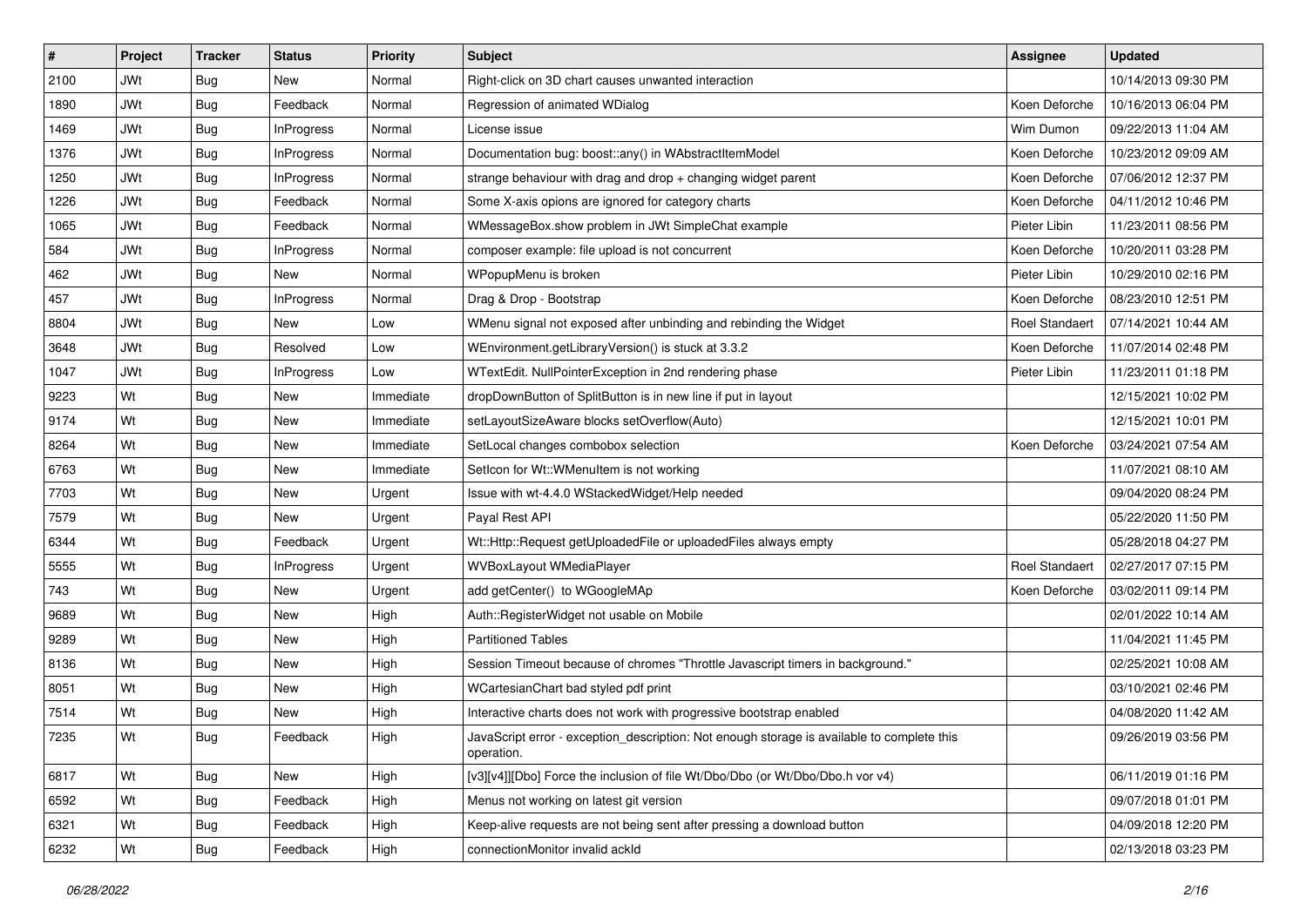| # | Project | Tracker | Status | Priority | Subject | Assignee | Updated |
|---|---|---|---|---|---|---|---|
| 2100 | JWt | Bug | New | Normal | Right-click on 3D chart causes unwanted interaction | | 10/14/2013 09:30 PM |
| 1890 | JWt | Bug | Feedback | Normal | Regression of animated WDialog | Koen Deforche | 10/16/2013 06:04 PM |
| 1469 | JWt | Bug | InProgress | Normal | License issue | Wim Dumon | 09/22/2013 11:04 AM |
| 1376 | JWt | Bug | InProgress | Normal | Documentation bug: boost::any() in WAbstractItemModel | Koen Deforche | 10/23/2012 09:09 AM |
| 1250 | JWt | Bug | InProgress | Normal | strange behaviour with drag and drop + changing widget parent | Koen Deforche | 07/06/2012 12:37 PM |
| 1226 | JWt | Bug | Feedback | Normal | Some X-axis opions are ignored for category charts | Koen Deforche | 04/11/2012 10:46 PM |
| 1065 | JWt | Bug | Feedback | Normal | WMessageBox.show problem in JWt SimpleChat example | Pieter Libin | 11/23/2011 08:56 PM |
| 584 | JWt | Bug | InProgress | Normal | composer example: file upload is not concurrent | Koen Deforche | 10/20/2011 03:28 PM |
| 462 | JWt | Bug | New | Normal | WPopupMenu is broken | Pieter Libin | 10/29/2010 02:16 PM |
| 457 | JWt | Bug | InProgress | Normal | Drag & Drop - Bootstrap | Koen Deforche | 08/23/2010 12:51 PM |
| 8804 | JWt | Bug | New | Low | WMenu signal not exposed after unbinding and rebinding the Widget | Roel Standaert | 07/14/2021 10:44 AM |
| 3648 | JWt | Bug | Resolved | Low | WEnvironment.getLibraryVersion() is stuck at 3.3.2 | Koen Deforche | 11/07/2014 02:48 PM |
| 1047 | JWt | Bug | InProgress | Low | WTextEdit. NullPointerException in 2nd rendering phase | Pieter Libin | 11/23/2011 01:18 PM |
| 9223 | Wt | Bug | New | Immediate | dropDownButton of SplitButton is in new line if put in layout | | 12/15/2021 10:02 PM |
| 9174 | Wt | Bug | New | Immediate | setLayoutSizeAware blocks setOverflow(Auto) | | 12/15/2021 10:01 PM |
| 8264 | Wt | Bug | New | Immediate | SetLocal changes combobox selection | Koen Deforche | 03/24/2021 07:54 AM |
| 6763 | Wt | Bug | New | Immediate | SetIcon for Wt::WMenuItem is not working | | 11/07/2021 08:10 AM |
| 7703 | Wt | Bug | New | Urgent | Issue with wt-4.4.0 WStackedWidget/Help needed | | 09/04/2020 08:24 PM |
| 7579 | Wt | Bug | New | Urgent | Payal Rest API | | 05/22/2020 11:50 PM |
| 6344 | Wt | Bug | Feedback | Urgent | Wt::Http::Request getUploadedFile or uploadedFiles always empty | | 05/28/2018 04:27 PM |
| 5555 | Wt | Bug | InProgress | Urgent | WVBoxLayout WMediaPlayer | Roel Standaert | 02/27/2017 07:15 PM |
| 743 | Wt | Bug | New | Urgent | add getCenter() to WGoogleMAp | Koen Deforche | 03/02/2011 09:14 PM |
| 9689 | Wt | Bug | New | High | Auth::RegisterWidget not usable on Mobile | | 02/01/2022 10:14 AM |
| 9289 | Wt | Bug | New | High | Partitioned Tables | | 11/04/2021 11:45 PM |
| 8136 | Wt | Bug | New | High | Session Timeout because of chromes "Throttle Javascript timers in background." | | 02/25/2021 10:08 AM |
| 8051 | Wt | Bug | New | High | WCartesianChart bad styled pdf print | | 03/10/2021 02:46 PM |
| 7514 | Wt | Bug | New | High | Interactive charts does not work with progressive bootstrap enabled | | 04/08/2020 11:42 AM |
| 7235 | Wt | Bug | Feedback | High | JavaScript error - exception_description: Not enough storage is available to complete this operation. | | 09/26/2019 03:56 PM |
| 6817 | Wt | Bug | New | High | [v3][v4]][Dbo] Force the inclusion of file Wt/Dbo/Dbo (or Wt/Dbo/Dbo.h vor v4) | | 06/11/2019 01:16 PM |
| 6592 | Wt | Bug | Feedback | High | Menus not working on latest git version | | 09/07/2018 01:01 PM |
| 6321 | Wt | Bug | Feedback | High | Keep-alive requests are not being sent after pressing a download button | | 04/09/2018 12:20 PM |
| 6232 | Wt | Bug | Feedback | High | connectionMonitor invalid ackId | | 02/13/2018 03:23 PM |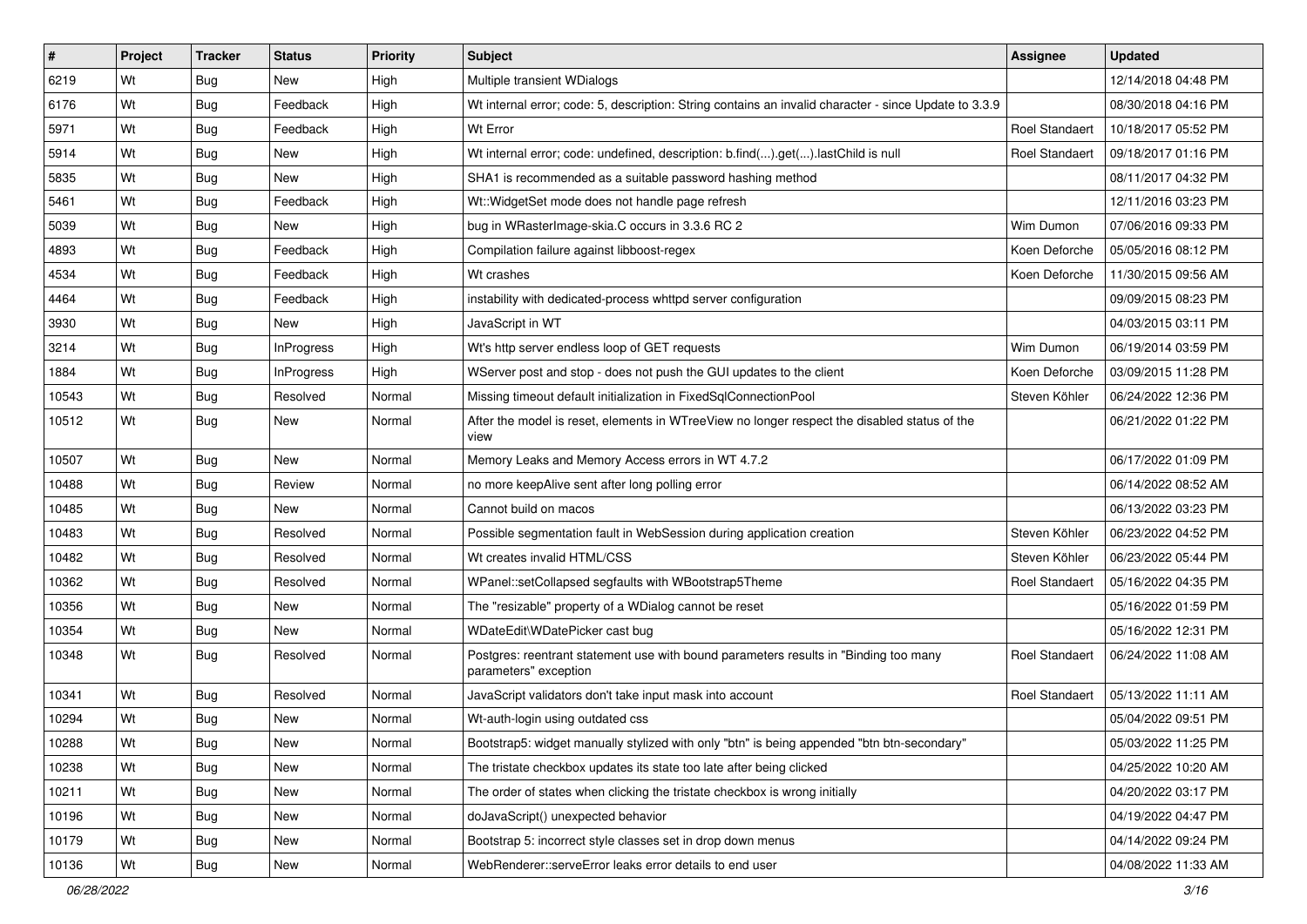| # | Project | Tracker | Status | Priority | Subject | Assignee | Updated |
|---|---|---|---|---|---|---|---|
| 6219 | Wt | Bug | New | High | Multiple transient WDialogs | | 12/14/2018 04:48 PM |
| 6176 | Wt | Bug | Feedback | High | Wt internal error; code: 5, description: String contains an invalid character - since Update to 3.3.9 | | 08/30/2018 04:16 PM |
| 5971 | Wt | Bug | Feedback | High | Wt Error | Roel Standaert | 10/18/2017 05:52 PM |
| 5914 | Wt | Bug | New | High | Wt internal error; code: undefined, description: b.find(...).get(...).lastChild is null | Roel Standaert | 09/18/2017 01:16 PM |
| 5835 | Wt | Bug | New | High | SHA1 is recommended as a suitable password hashing method | | 08/11/2017 04:32 PM |
| 5461 | Wt | Bug | Feedback | High | Wt::WidgetSet mode does not handle page refresh | | 12/11/2016 03:23 PM |
| 5039 | Wt | Bug | New | High | bug in WRasterImage-skia.C occurs in 3.3.6 RC 2 | Wim Dumon | 07/06/2016 09:33 PM |
| 4893 | Wt | Bug | Feedback | High | Compilation failure against libboost-regex | Koen Deforche | 05/05/2016 08:12 PM |
| 4534 | Wt | Bug | Feedback | High | Wt crashes | Koen Deforche | 11/30/2015 09:56 AM |
| 4464 | Wt | Bug | Feedback | High | instability with dedicated-process whttpd server configuration | | 09/09/2015 08:23 PM |
| 3930 | Wt | Bug | New | High | JavaScript in WT | | 04/03/2015 03:11 PM |
| 3214 | Wt | Bug | InProgress | High | Wt's http server endless loop of GET requests | Wim Dumon | 06/19/2014 03:59 PM |
| 1884 | Wt | Bug | InProgress | High | WServer post and stop - does not push the GUI updates to the client | Koen Deforche | 03/09/2015 11:28 PM |
| 10543 | Wt | Bug | Resolved | Normal | Missing timeout default initialization in FixedSqlConnectionPool | Steven Köhler | 06/24/2022 12:36 PM |
| 10512 | Wt | Bug | New | Normal | After the model is reset, elements in WTreeView no longer respect the disabled status of the view | | 06/21/2022 01:22 PM |
| 10507 | Wt | Bug | New | Normal | Memory Leaks and Memory Access errors in WT 4.7.2 | | 06/17/2022 01:09 PM |
| 10488 | Wt | Bug | Review | Normal | no more keepAlive sent after long polling error | | 06/14/2022 08:52 AM |
| 10485 | Wt | Bug | New | Normal | Cannot build on macos | | 06/13/2022 03:23 PM |
| 10483 | Wt | Bug | Resolved | Normal | Possible segmentation fault in WebSession during application creation | Steven Köhler | 06/23/2022 04:52 PM |
| 10482 | Wt | Bug | Resolved | Normal | Wt creates invalid HTML/CSS | Steven Köhler | 06/23/2022 05:44 PM |
| 10362 | Wt | Bug | Resolved | Normal | WPanel::setCollapsed segfaults with WBootstrap5Theme | Roel Standaert | 05/16/2022 04:35 PM |
| 10356 | Wt | Bug | New | Normal | The "resizable" property of a WDialog cannot be reset | | 05/16/2022 01:59 PM |
| 10354 | Wt | Bug | New | Normal | WDateEdit\WDatePicker cast bug | | 05/16/2022 12:31 PM |
| 10348 | Wt | Bug | Resolved | Normal | Postgres: reentrant statement use with bound parameters results in "Binding too many parameters" exception | Roel Standaert | 06/24/2022 11:08 AM |
| 10341 | Wt | Bug | Resolved | Normal | JavaScript validators don't take input mask into account | Roel Standaert | 05/13/2022 11:11 AM |
| 10294 | Wt | Bug | New | Normal | Wt-auth-login using outdated css | | 05/04/2022 09:51 PM |
| 10288 | Wt | Bug | New | Normal | Bootstrap5: widget manually stylized with only "btn" is being appended "btn btn-secondary" | | 05/03/2022 11:25 PM |
| 10238 | Wt | Bug | New | Normal | The tristate checkbox updates its state too late after being clicked | | 04/25/2022 10:20 AM |
| 10211 | Wt | Bug | New | Normal | The order of states when clicking the tristate checkbox is wrong initially | | 04/20/2022 03:17 PM |
| 10196 | Wt | Bug | New | Normal | doJavaScript() unexpected behavior | | 04/19/2022 04:47 PM |
| 10179 | Wt | Bug | New | Normal | Bootstrap 5: incorrect style classes set in drop down menus | | 04/14/2022 09:24 PM |
| 10136 | Wt | Bug | New | Normal | WebRenderer::serveError leaks error details to end user | | 04/08/2022 11:33 AM |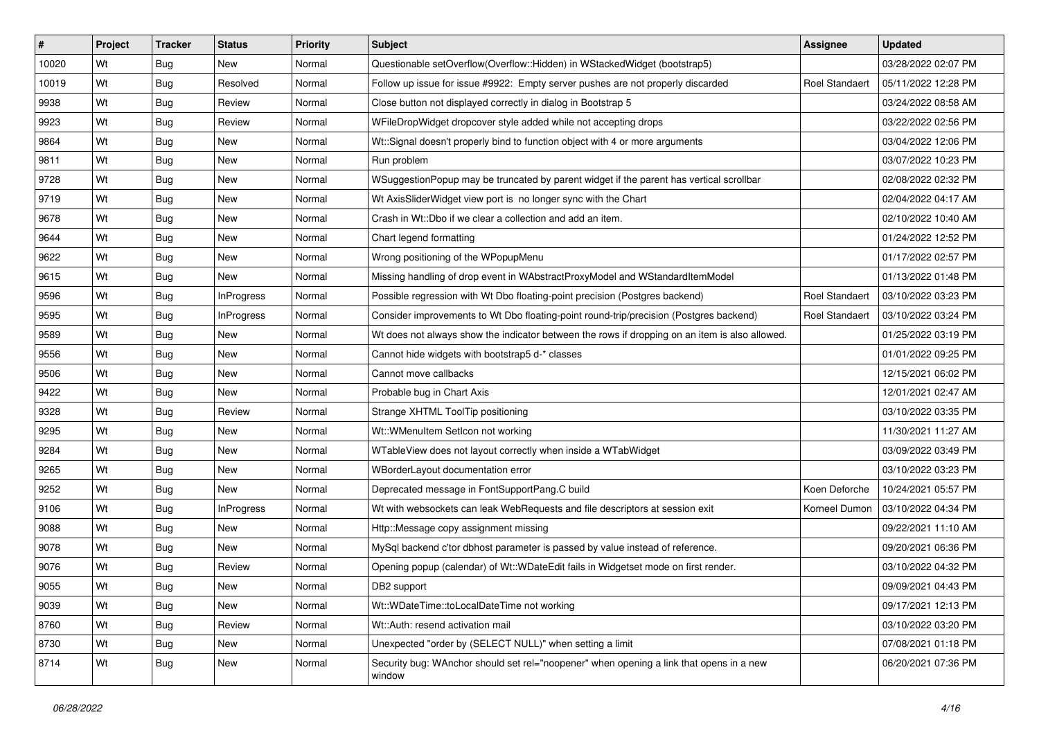| # | Project | Tracker | Status | Priority | Subject | Assignee | Updated |
|---|---|---|---|---|---|---|---|
| 10020 | Wt | Bug | New | Normal | Questionable setOverflow(Overflow::Hidden) in WStackedWidget (bootstrap5) | | 03/28/2022 02:07 PM |
| 10019 | Wt | Bug | Resolved | Normal | Follow up issue for issue #9922: Empty server pushes are not properly discarded | Roel Standaert | 05/11/2022 12:28 PM |
| 9938 | Wt | Bug | Review | Normal | Close button not displayed correctly in dialog in Bootstrap 5 | | 03/24/2022 08:58 AM |
| 9923 | Wt | Bug | Review | Normal | WFileDropWidget dropcover style added while not accepting drops | | 03/22/2022 02:56 PM |
| 9864 | Wt | Bug | New | Normal | Wt::Signal doesn't properly bind to function object with 4 or more arguments | | 03/04/2022 12:06 PM |
| 9811 | Wt | Bug | New | Normal | Run problem | | 03/07/2022 10:23 PM |
| 9728 | Wt | Bug | New | Normal | WSuggestionPopup may be truncated by parent widget if the parent has vertical scrollbar | | 02/08/2022 02:32 PM |
| 9719 | Wt | Bug | New | Normal | Wt AxisSliderWidget view port is no longer sync with the Chart | | 02/04/2022 04:17 AM |
| 9678 | Wt | Bug | New | Normal | Crash in Wt::Dbo if we clear a collection and add an item. | | 02/10/2022 10:40 AM |
| 9644 | Wt | Bug | New | Normal | Chart legend formatting | | 01/24/2022 12:52 PM |
| 9622 | Wt | Bug | New | Normal | Wrong positioning of the WPopupMenu | | 01/17/2022 02:57 PM |
| 9615 | Wt | Bug | New | Normal | Missing handling of drop event in WAbstractProxyModel and WStandardItemModel | | 01/13/2022 01:48 PM |
| 9596 | Wt | Bug | InProgress | Normal | Possible regression with Wt Dbo floating-point precision (Postgres backend) | Roel Standaert | 03/10/2022 03:23 PM |
| 9595 | Wt | Bug | InProgress | Normal | Consider improvements to Wt Dbo floating-point round-trip/precision (Postgres backend) | Roel Standaert | 03/10/2022 03:24 PM |
| 9589 | Wt | Bug | New | Normal | Wt does not always show the indicator between the rows if dropping on an item is also allowed. | | 01/25/2022 03:19 PM |
| 9556 | Wt | Bug | New | Normal | Cannot hide widgets with bootstrap5 d-* classes | | 01/01/2022 09:25 PM |
| 9506 | Wt | Bug | New | Normal | Cannot move callbacks | | 12/15/2021 06:02 PM |
| 9422 | Wt | Bug | New | Normal | Probable bug in Chart Axis | | 12/01/2021 02:47 AM |
| 9328 | Wt | Bug | Review | Normal | Strange XHTML ToolTip positioning | | 03/10/2022 03:35 PM |
| 9295 | Wt | Bug | New | Normal | Wt::WMenuItem SetIcon not working | | 11/30/2021 11:27 AM |
| 9284 | Wt | Bug | New | Normal | WTableView does not layout correctly when inside a WTabWidget | | 03/09/2022 03:49 PM |
| 9265 | Wt | Bug | New | Normal | WBorderLayout documentation error | | 03/10/2022 03:23 PM |
| 9252 | Wt | Bug | New | Normal | Deprecated message in FontSupportPang.C build | Koen Deforche | 10/24/2021 05:57 PM |
| 9106 | Wt | Bug | InProgress | Normal | Wt with websockets can leak WebRequests and file descriptors at session exit | Korneel Dumon | 03/10/2022 04:34 PM |
| 9088 | Wt | Bug | New | Normal | Http::Message copy assignment missing | | 09/22/2021 11:10 AM |
| 9078 | Wt | Bug | New | Normal | MySql backend c'tor dbhost parameter is passed by value instead of reference. | | 09/20/2021 06:36 PM |
| 9076 | Wt | Bug | Review | Normal | Opening popup (calendar) of Wt::WDateEdit fails in Widgetset mode on first render. | | 03/10/2022 04:32 PM |
| 9055 | Wt | Bug | New | Normal | DB2 support | | 09/09/2021 04:43 PM |
| 9039 | Wt | Bug | New | Normal | Wt::WDateTime::toLocalDateTime not working | | 09/17/2021 12:13 PM |
| 8760 | Wt | Bug | Review | Normal | Wt::Auth: resend activation mail | | 03/10/2022 03:20 PM |
| 8730 | Wt | Bug | New | Normal | Unexpected "order by (SELECT NULL)" when setting a limit | | 07/08/2021 01:18 PM |
| 8714 | Wt | Bug | New | Normal | Security bug: WAnchor should set rel="noopener" when opening a link that opens in a new window | | 06/20/2021 07:36 PM |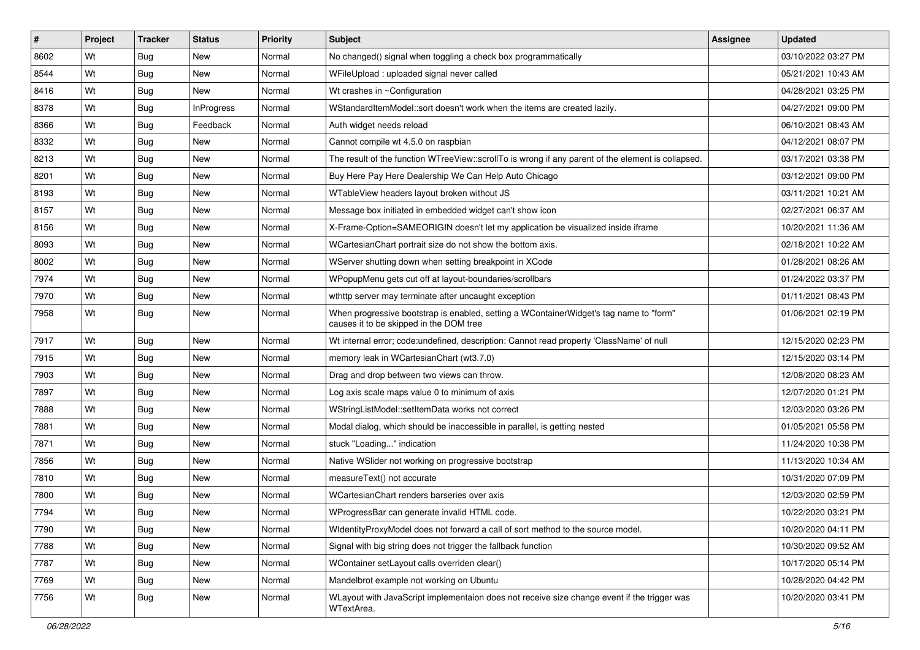| # | Project | Tracker | Status | Priority | Subject | Assignee | Updated |
|---|---|---|---|---|---|---|---|
| 8602 | Wt | Bug | New | Normal | No changed() signal when toggling a check box programmatically | | 03/10/2022 03:27 PM |
| 8544 | Wt | Bug | New | Normal | WFileUpload : uploaded signal never called | | 05/21/2021 10:43 AM |
| 8416 | Wt | Bug | New | Normal | Wt crashes in ~Configuration | | 04/28/2021 03:25 PM |
| 8378 | Wt | Bug | InProgress | Normal | WStandardItemModel::sort doesn't work when the items are created lazily. | | 04/27/2021 09:00 PM |
| 8366 | Wt | Bug | Feedback | Normal | Auth widget needs reload | | 06/10/2021 08:43 AM |
| 8332 | Wt | Bug | New | Normal | Cannot compile wt 4.5.0 on raspbian | | 04/12/2021 08:07 PM |
| 8213 | Wt | Bug | New | Normal | The result of the function WTreeView::scrollTo is wrong if any parent of the element is collapsed. | | 03/17/2021 03:38 PM |
| 8201 | Wt | Bug | New | Normal | Buy Here Pay Here Dealership We Can Help Auto Chicago | | 03/12/2021 09:00 PM |
| 8193 | Wt | Bug | New | Normal | WTableView headers layout broken without JS | | 03/11/2021 10:21 AM |
| 8157 | Wt | Bug | New | Normal | Message box initiated in embedded widget can't show icon | | 02/27/2021 06:37 AM |
| 8156 | Wt | Bug | New | Normal | X-Frame-Option=SAMEORIGIN doesn't let my application be visualized inside iframe | | 10/20/2021 11:36 AM |
| 8093 | Wt | Bug | New | Normal | WCartesianChart portrait size do not show the bottom axis. | | 02/18/2021 10:22 AM |
| 8002 | Wt | Bug | New | Normal | WServer shutting down when setting breakpoint in XCode | | 01/28/2021 08:26 AM |
| 7974 | Wt | Bug | New | Normal | WPopupMenu gets cut off at layout-boundaries/scrollbars | | 01/24/2022 03:37 PM |
| 7970 | Wt | Bug | New | Normal | wthttp server may terminate after uncaught exception | | 01/11/2021 08:43 PM |
| 7958 | Wt | Bug | New | Normal | When progressive bootstrap is enabled, setting a WContainerWidget's tag name to "form" causes it to be skipped in the DOM tree | | 01/06/2021 02:19 PM |
| 7917 | Wt | Bug | New | Normal | Wt internal error; code:undefined, description: Cannot read property 'ClassName' of null | | 12/15/2020 02:23 PM |
| 7915 | Wt | Bug | New | Normal | memory leak in WCartesianChart (wt3.7.0) | | 12/15/2020 03:14 PM |
| 7903 | Wt | Bug | New | Normal | Drag and drop between two views can throw. | | 12/08/2020 08:23 AM |
| 7897 | Wt | Bug | New | Normal | Log axis scale maps value 0 to minimum of axis | | 12/07/2020 01:21 PM |
| 7888 | Wt | Bug | New | Normal | WStringListModel::setItemData works not correct | | 12/03/2020 03:26 PM |
| 7881 | Wt | Bug | New | Normal | Modal dialog, which should be inaccessible in parallel, is getting nested | | 01/05/2021 05:58 PM |
| 7871 | Wt | Bug | New | Normal | stuck "Loading..." indication | | 11/24/2020 10:38 PM |
| 7856 | Wt | Bug | New | Normal | Native WSlider not working on progressive bootstrap | | 11/13/2020 10:34 AM |
| 7810 | Wt | Bug | New | Normal | measureText() not accurate | | 10/31/2020 07:09 PM |
| 7800 | Wt | Bug | New | Normal | WCartesianChart renders barseries over axis | | 12/03/2020 02:59 PM |
| 7794 | Wt | Bug | New | Normal | WProgressBar can generate invalid HTML code. | | 10/22/2020 03:21 PM |
| 7790 | Wt | Bug | New | Normal | WIdentityProxyModel does not forward a call of sort method to the source model. | | 10/20/2020 04:11 PM |
| 7788 | Wt | Bug | New | Normal | Signal with big string does not trigger the fallback function | | 10/30/2020 09:52 AM |
| 7787 | Wt | Bug | New | Normal | WContainer setLayout calls overriden clear() | | 10/17/2020 05:14 PM |
| 7769 | Wt | Bug | New | Normal | Mandelbrot example not working on Ubuntu | | 10/28/2020 04:42 PM |
| 7756 | Wt | Bug | New | Normal | WLayout with JavaScript implementaion does not receive size change event if the trigger was WTextArea. | | 10/20/2020 03:41 PM |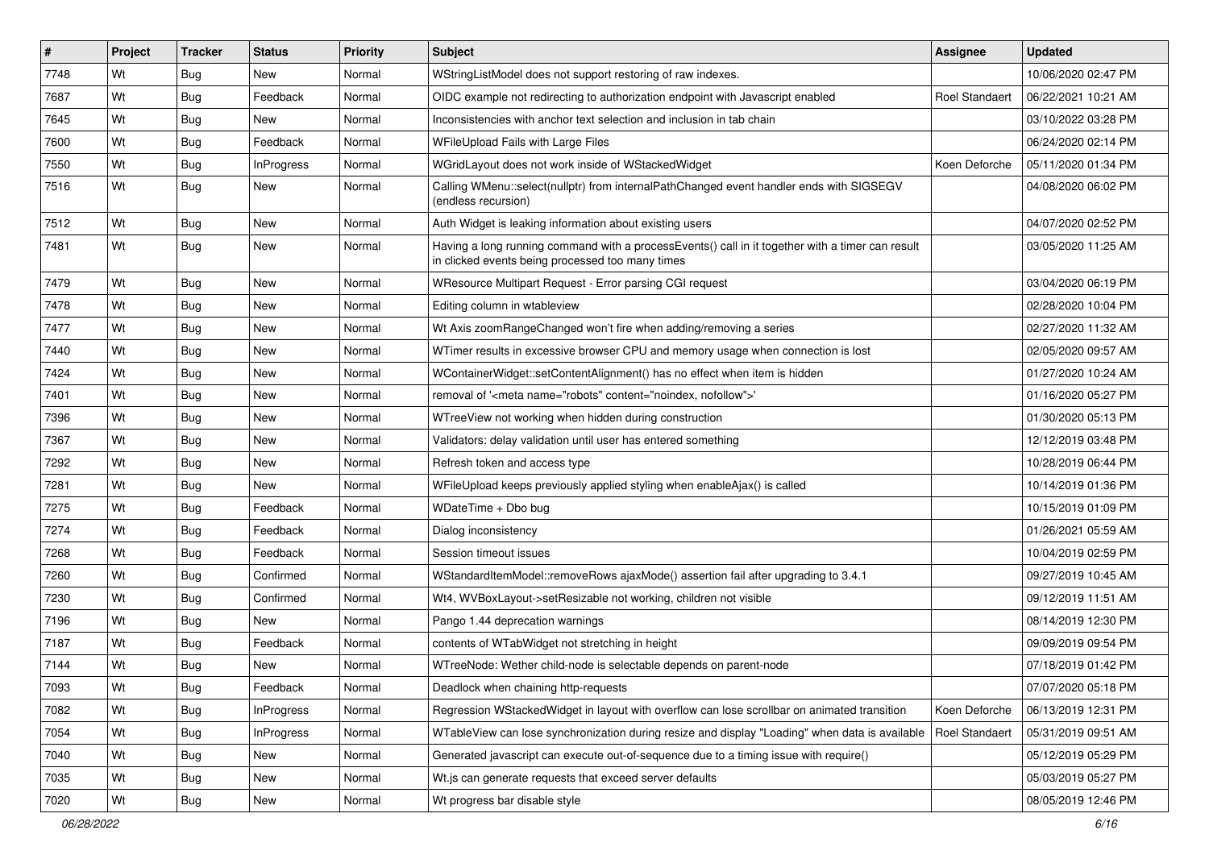| # | Project | Tracker | Status | Priority | Subject | Assignee | Updated |
|---|---|---|---|---|---|---|---|
| 7748 | Wt | Bug | New | Normal | WStringListModel does not support restoring of raw indexes. | | 10/06/2020 02:47 PM |
| 7687 | Wt | Bug | Feedback | Normal | OIDC example not redirecting to authorization endpoint with Javascript enabled | Roel Standaert | 06/22/2021 10:21 AM |
| 7645 | Wt | Bug | New | Normal | Inconsistencies with anchor text selection and inclusion in tab chain | | 03/10/2022 03:28 PM |
| 7600 | Wt | Bug | Feedback | Normal | WFileUpload Fails with Large Files | | 06/24/2020 02:14 PM |
| 7550 | Wt | Bug | InProgress | Normal | WGridLayout does not work inside of WStackedWidget | Koen Deforche | 05/11/2020 01:34 PM |
| 7516 | Wt | Bug | New | Normal | Calling WMenu::select(nullptr) from internalPathChanged event handler ends with SIGSEGV (endless recursion) | | 04/08/2020 06:02 PM |
| 7512 | Wt | Bug | New | Normal | Auth Widget is leaking information about existing users | | 04/07/2020 02:52 PM |
| 7481 | Wt | Bug | New | Normal | Having a long running command with a processEvents() call in it together with a timer can result in clicked events being processed too many times | | 03/05/2020 11:25 AM |
| 7479 | Wt | Bug | New | Normal | WResource Multipart Request - Error parsing CGI request | | 03/04/2020 06:19 PM |
| 7478 | Wt | Bug | New | Normal | Editing column in wtableview | | 02/28/2020 10:04 PM |
| 7477 | Wt | Bug | New | Normal | Wt Axis zoomRangeChanged won't fire when adding/removing a series | | 02/27/2020 11:32 AM |
| 7440 | Wt | Bug | New | Normal | WTimer results in excessive browser CPU and memory usage when connection is lost | | 02/05/2020 09:57 AM |
| 7424 | Wt | Bug | New | Normal | WContainerWidget::setContentAlignment() has no effect when item is hidden | | 01/27/2020 10:24 AM |
| 7401 | Wt | Bug | New | Normal | removal of '<meta name="robots" content="noindex, nofollow">' | | 01/16/2020 05:27 PM |
| 7396 | Wt | Bug | New | Normal | WTreeView not working when hidden during construction | | 01/30/2020 05:13 PM |
| 7367 | Wt | Bug | New | Normal | Validators: delay validation until user has entered something | | 12/12/2019 03:48 PM |
| 7292 | Wt | Bug | New | Normal | Refresh token and access type | | 10/28/2019 06:44 PM |
| 7281 | Wt | Bug | New | Normal | WFileUpload keeps previously applied styling when enableAjax() is called | | 10/14/2019 01:36 PM |
| 7275 | Wt | Bug | Feedback | Normal | WDateTime + Dbo bug | | 10/15/2019 01:09 PM |
| 7274 | Wt | Bug | Feedback | Normal | Dialog inconsistency | | 01/26/2021 05:59 AM |
| 7268 | Wt | Bug | Feedback | Normal | Session timeout issues | | 10/04/2019 02:59 PM |
| 7260 | Wt | Bug | Confirmed | Normal | WStandardItemModel::removeRows ajaxMode() assertion fail after upgrading to 3.4.1 | | 09/27/2019 10:45 AM |
| 7230 | Wt | Bug | Confirmed | Normal | Wt4, WVBoxLayout->setResizable not working, children not visible | | 09/12/2019 11:51 AM |
| 7196 | Wt | Bug | New | Normal | Pango 1.44 deprecation warnings | | 08/14/2019 12:30 PM |
| 7187 | Wt | Bug | Feedback | Normal | contents of WTabWidget not stretching in height | | 09/09/2019 09:54 PM |
| 7144 | Wt | Bug | New | Normal | WTreeNode: Wether child-node is selectable depends on parent-node | | 07/18/2019 01:42 PM |
| 7093 | Wt | Bug | Feedback | Normal | Deadlock when chaining http-requests | | 07/07/2020 05:18 PM |
| 7082 | Wt | Bug | InProgress | Normal | Regression WStackedWidget in layout with overflow can lose scrollbar on animated transition | Koen Deforche | 06/13/2019 12:31 PM |
| 7054 | Wt | Bug | InProgress | Normal | WTableView can lose synchronization during resize and display "Loading" when data is available | Roel Standaert | 05/31/2019 09:51 AM |
| 7040 | Wt | Bug | New | Normal | Generated javascript can execute out-of-sequence due to a timing issue with require() | | 05/12/2019 05:29 PM |
| 7035 | Wt | Bug | New | Normal | Wt.js can generate requests that exceed server defaults | | 05/03/2019 05:27 PM |
| 7020 | Wt | Bug | New | Normal | Wt progress bar disable style | | 08/05/2019 12:46 PM |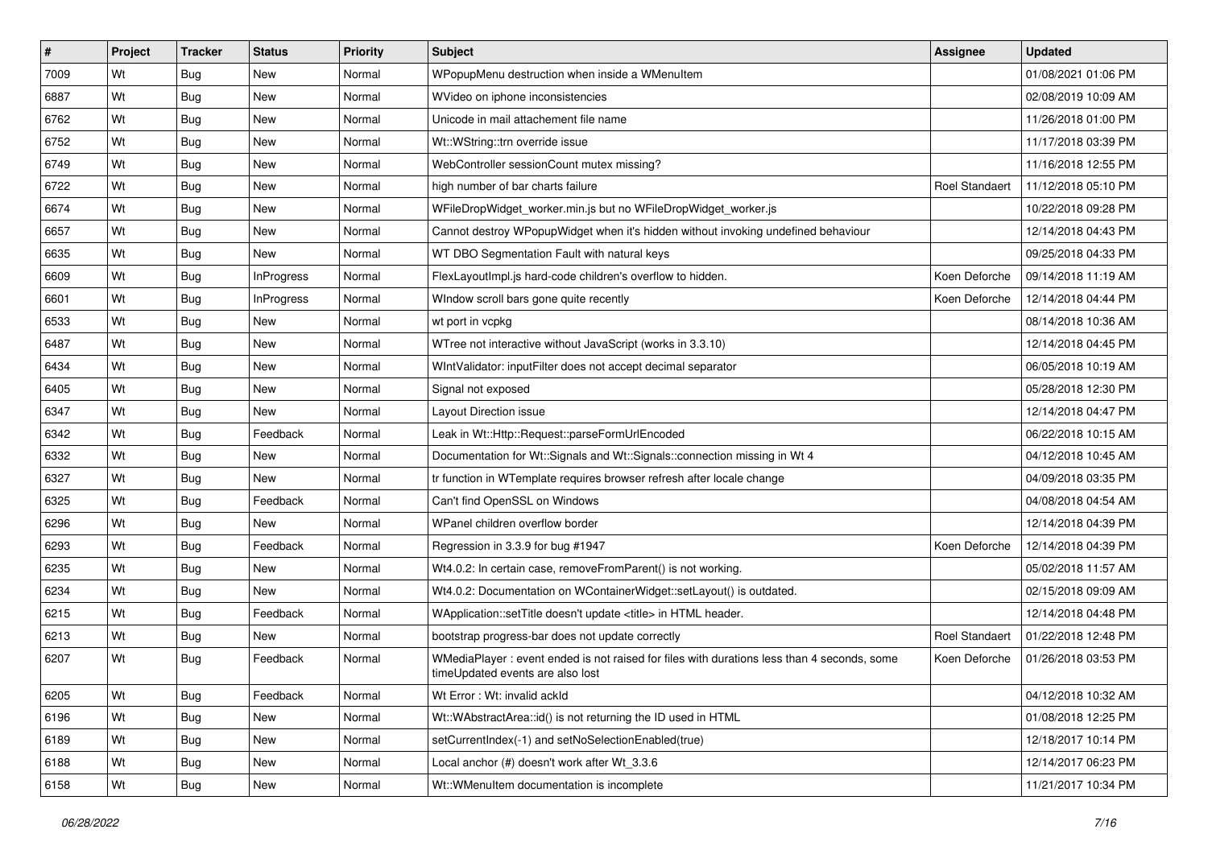| # | Project | Tracker | Status | Priority | Subject | Assignee | Updated |
|---|---|---|---|---|---|---|---|
| 7009 | Wt | Bug | New | Normal | WPopupMenu destruction when inside a WMenuItem | | 01/08/2021 01:06 PM |
| 6887 | Wt | Bug | New | Normal | WVideo on iphone inconsistencies | | 02/08/2019 10:09 AM |
| 6762 | Wt | Bug | New | Normal | Unicode in mail attachement file name | | 11/26/2018 01:00 PM |
| 6752 | Wt | Bug | New | Normal | Wt::WString::trn override issue | | 11/17/2018 03:39 PM |
| 6749 | Wt | Bug | New | Normal | WebController sessionCount mutex missing? | | 11/16/2018 12:55 PM |
| 6722 | Wt | Bug | New | Normal | high number of bar charts failure | Roel Standaert | 11/12/2018 05:10 PM |
| 6674 | Wt | Bug | New | Normal | WFileDropWidget_worker.min.js but no WFileDropWidget_worker.js | | 10/22/2018 09:28 PM |
| 6657 | Wt | Bug | New | Normal | Cannot destroy WPopupWidget when it's hidden without invoking undefined behaviour | | 12/14/2018 04:43 PM |
| 6635 | Wt | Bug | New | Normal | WT DBO Segmentation Fault with natural keys | | 09/25/2018 04:33 PM |
| 6609 | Wt | Bug | InProgress | Normal | FlexLayoutImpl.js hard-code children's overflow to hidden. | Koen Deforche | 09/14/2018 11:19 AM |
| 6601 | Wt | Bug | InProgress | Normal | WIndow scroll bars gone quite recently | Koen Deforche | 12/14/2018 04:44 PM |
| 6533 | Wt | Bug | New | Normal | wt port in vcpkg | | 08/14/2018 10:36 AM |
| 6487 | Wt | Bug | New | Normal | WTree not interactive without JavaScript (works in 3.3.10) | | 12/14/2018 04:45 PM |
| 6434 | Wt | Bug | New | Normal | WIntValidator: inputFilter does not accept decimal separator | | 06/05/2018 10:19 AM |
| 6405 | Wt | Bug | New | Normal | Signal not exposed | | 05/28/2018 12:30 PM |
| 6347 | Wt | Bug | New | Normal | Layout Direction issue | | 12/14/2018 04:47 PM |
| 6342 | Wt | Bug | Feedback | Normal | Leak in Wt::Http::Request::parseFormUrlEncoded | | 06/22/2018 10:15 AM |
| 6332 | Wt | Bug | New | Normal | Documentation for Wt::Signals and Wt::Signals::connection missing in Wt 4 | | 04/12/2018 10:45 AM |
| 6327 | Wt | Bug | New | Normal | tr function in WTemplate requires browser refresh after locale change | | 04/09/2018 03:35 PM |
| 6325 | Wt | Bug | Feedback | Normal | Can't find OpenSSL on Windows | | 04/08/2018 04:54 AM |
| 6296 | Wt | Bug | New | Normal | WPanel children overflow border | | 12/14/2018 04:39 PM |
| 6293 | Wt | Bug | Feedback | Normal | Regression in 3.3.9 for bug #1947 | Koen Deforche | 12/14/2018 04:39 PM |
| 6235 | Wt | Bug | New | Normal | Wt4.0.2: In certain case, removeFromParent() is not working. | | 05/02/2018 11:57 AM |
| 6234 | Wt | Bug | New | Normal | Wt4.0.2: Documentation on WContainerWidget::setLayout() is outdated. | | 02/15/2018 09:09 AM |
| 6215 | Wt | Bug | Feedback | Normal | WApplication::setTitle doesn't update <title> in HTML header. | | 12/14/2018 04:48 PM |
| 6213 | Wt | Bug | New | Normal | bootstrap progress-bar does not update correctly | Roel Standaert | 01/22/2018 12:48 PM |
| 6207 | Wt | Bug | Feedback | Normal | WMediaPlayer : event ended is not raised for files with durations less than 4 seconds, some timeUpdated events are also lost | Koen Deforche | 01/26/2018 03:53 PM |
| 6205 | Wt | Bug | Feedback | Normal | Wt Error : Wt: invalid ackId | | 04/12/2018 10:32 AM |
| 6196 | Wt | Bug | New | Normal | Wt::WAbstractArea::id() is not returning the ID used in HTML | | 01/08/2018 12:25 PM |
| 6189 | Wt | Bug | New | Normal | setCurrentIndex(-1) and setNoSelectionEnabled(true) | | 12/18/2017 10:14 PM |
| 6188 | Wt | Bug | New | Normal | Local anchor (#) doesn't work after Wt_3.3.6 | | 12/14/2017 06:23 PM |
| 6158 | Wt | Bug | New | Normal | Wt::WMenuItem documentation is incomplete | | 11/21/2017 10:34 PM |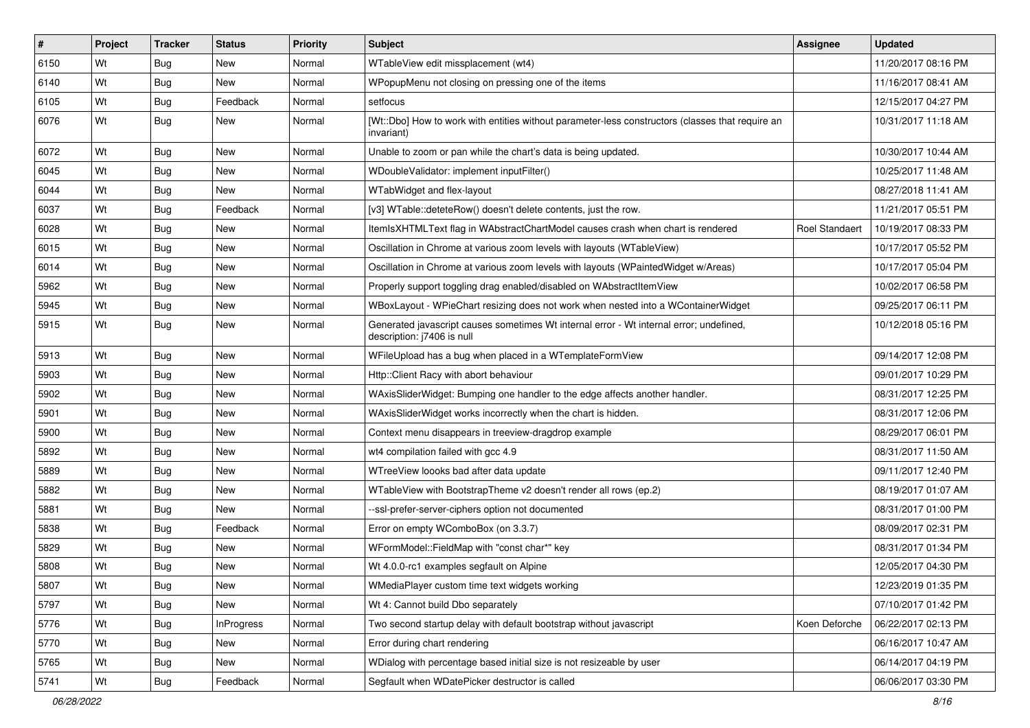| # | Project | Tracker | Status | Priority | Subject | Assignee | Updated |
|---|---|---|---|---|---|---|---|
| 6150 | Wt | Bug | New | Normal | WTableView edit missplacement (wt4) | | 11/20/2017 08:16 PM |
| 6140 | Wt | Bug | New | Normal | WPopupMenu not closing on pressing one of the items | | 11/16/2017 08:41 AM |
| 6105 | Wt | Bug | Feedback | Normal | setfocus | | 12/15/2017 04:27 PM |
| 6076 | Wt | Bug | New | Normal | [Wt::Dbo] How to work with entities without parameter-less constructors (classes that require an invariant) | | 10/31/2017 11:18 AM |
| 6072 | Wt | Bug | New | Normal | Unable to zoom or pan while the chart's data is being updated. | | 10/30/2017 10:44 AM |
| 6045 | Wt | Bug | New | Normal | WDoubleValidator: implement inputFilter() | | 10/25/2017 11:48 AM |
| 6044 | Wt | Bug | New | Normal | WTabWidget and flex-layout | | 08/27/2018 11:41 AM |
| 6037 | Wt | Bug | Feedback | Normal | [v3] WTable::deteteRow() doesn't delete contents, just the row. | | 11/21/2017 05:51 PM |
| 6028 | Wt | Bug | New | Normal | ItemIsXHTMLText flag in WAbstractChartModel causes crash when chart is rendered | Roel Standaert | 10/19/2017 08:33 PM |
| 6015 | Wt | Bug | New | Normal | Oscillation in Chrome at various zoom levels with layouts (WTableView) | | 10/17/2017 05:52 PM |
| 6014 | Wt | Bug | New | Normal | Oscillation in Chrome at various zoom levels with layouts (WPaintedWidget w/Areas) | | 10/17/2017 05:04 PM |
| 5962 | Wt | Bug | New | Normal | Properly support toggling drag enabled/disabled on WAbstractItemView | | 10/02/2017 06:58 PM |
| 5945 | Wt | Bug | New | Normal | WBoxLayout - WPieChart resizing does not work when nested into a WContainerWidget | | 09/25/2017 06:11 PM |
| 5915 | Wt | Bug | New | Normal | Generated javascript causes sometimes Wt internal error - Wt internal error; undefined, description: j7406 is null | | 10/12/2018 05:16 PM |
| 5913 | Wt | Bug | New | Normal | WFileUpload has a bug when placed in a WTemplateFormView | | 09/14/2017 12:08 PM |
| 5903 | Wt | Bug | New | Normal | Http::Client Racy with abort behaviour | | 09/01/2017 10:29 PM |
| 5902 | Wt | Bug | New | Normal | WAxisSliderWidget: Bumping one handler to the edge affects another handler. | | 08/31/2017 12:25 PM |
| 5901 | Wt | Bug | New | Normal | WAxisSliderWidget works incorrectly when the chart is hidden. | | 08/31/2017 12:06 PM |
| 5900 | Wt | Bug | New | Normal | Context menu disappears in treeview-dragdrop example | | 08/29/2017 06:01 PM |
| 5892 | Wt | Bug | New | Normal | wt4 compilation failed with gcc 4.9 | | 08/31/2017 11:50 AM |
| 5889 | Wt | Bug | New | Normal | WTreeView loooks bad after data update | | 09/11/2017 12:40 PM |
| 5882 | Wt | Bug | New | Normal | WTableView with BootstrapTheme v2 doesn't render all rows (ep.2) | | 08/19/2017 01:07 AM |
| 5881 | Wt | Bug | New | Normal | --ssl-prefer-server-ciphers option not documented | | 08/31/2017 01:00 PM |
| 5838 | Wt | Bug | Feedback | Normal | Error on empty WComboBox (on 3.3.7) | | 08/09/2017 02:31 PM |
| 5829 | Wt | Bug | New | Normal | WFormModel::FieldMap with "const char*" key | | 08/31/2017 01:34 PM |
| 5808 | Wt | Bug | New | Normal | Wt 4.0.0-rc1 examples segfault on Alpine | | 12/05/2017 04:30 PM |
| 5807 | Wt | Bug | New | Normal | WMediaPlayer custom time text widgets working | | 12/23/2019 01:35 PM |
| 5797 | Wt | Bug | New | Normal | Wt 4: Cannot build Dbo separately | | 07/10/2017 01:42 PM |
| 5776 | Wt | Bug | InProgress | Normal | Two second startup delay with default bootstrap without javascript | Koen Deforche | 06/22/2017 02:13 PM |
| 5770 | Wt | Bug | New | Normal | Error during chart rendering | | 06/16/2017 10:47 AM |
| 5765 | Wt | Bug | New | Normal | WDialog with percentage based initial size is not resizeable by user | | 06/14/2017 04:19 PM |
| 5741 | Wt | Bug | Feedback | Normal | Segfault when WDatePicker destructor is called | | 06/06/2017 03:30 PM |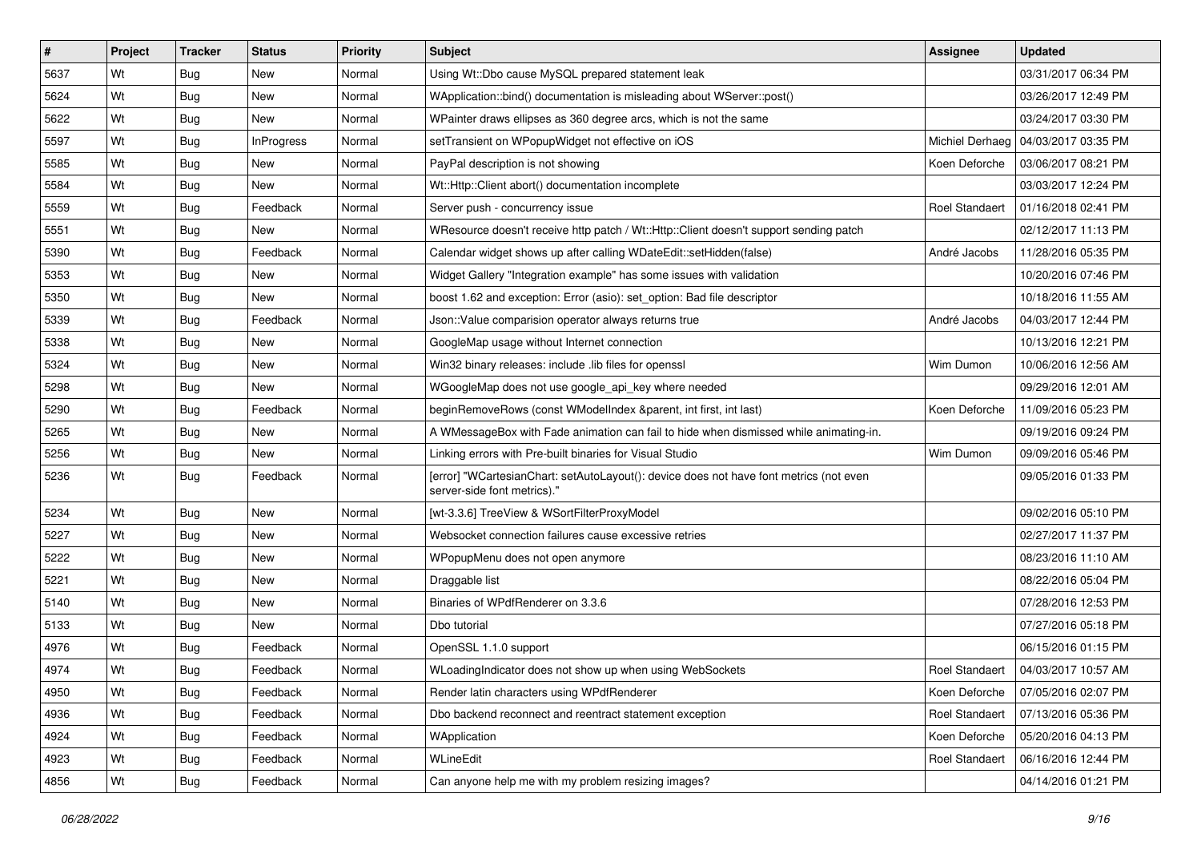| # | Project | Tracker | Status | Priority | Subject | Assignee | Updated |
|---|---|---|---|---|---|---|---|
| 5637 | Wt | Bug | New | Normal | Using Wt::Dbo cause MySQL prepared statement leak | | 03/31/2017 06:34 PM |
| 5624 | Wt | Bug | New | Normal | WApplication::bind() documentation is misleading about WServer::post() | | 03/26/2017 12:49 PM |
| 5622 | Wt | Bug | New | Normal | WPainter draws ellipses as 360 degree arcs, which is not the same | | 03/24/2017 03:30 PM |
| 5597 | Wt | Bug | InProgress | Normal | setTransient on WPopupWidget not effective on iOS | Michiel Derhaeg | 04/03/2017 03:35 PM |
| 5585 | Wt | Bug | New | Normal | PayPal description is not showing | Koen Deforche | 03/06/2017 08:21 PM |
| 5584 | Wt | Bug | New | Normal | Wt::Http::Client abort() documentation incomplete | | 03/03/2017 12:24 PM |
| 5559 | Wt | Bug | Feedback | Normal | Server push - concurrency issue | Roel Standaert | 01/16/2018 02:41 PM |
| 5551 | Wt | Bug | New | Normal | WResource doesn't receive http patch / Wt::Http::Client doesn't support sending patch | | 02/12/2017 11:13 PM |
| 5390 | Wt | Bug | Feedback | Normal | Calendar widget shows up after calling WDateEdit::setHidden(false) | André Jacobs | 11/28/2016 05:35 PM |
| 5353 | Wt | Bug | New | Normal | Widget Gallery "Integration example" has some issues with validation | | 10/20/2016 07:46 PM |
| 5350 | Wt | Bug | New | Normal | boost 1.62 and exception: Error (asio): set_option: Bad file descriptor | | 10/18/2016 11:55 AM |
| 5339 | Wt | Bug | Feedback | Normal | Json::Value comparision operator always returns true | André Jacobs | 04/03/2017 12:44 PM |
| 5338 | Wt | Bug | New | Normal | GoogleMap usage without Internet connection | | 10/13/2016 12:21 PM |
| 5324 | Wt | Bug | New | Normal | Win32 binary releases: include .lib files for openssl | Wim Dumon | 10/06/2016 12:56 AM |
| 5298 | Wt | Bug | New | Normal | WGoogleMap does not use google_api_key where needed | | 09/29/2016 12:01 AM |
| 5290 | Wt | Bug | Feedback | Normal | beginRemoveRows (const WModelIndex &parent, int first, int last) | Koen Deforche | 11/09/2016 05:23 PM |
| 5265 | Wt | Bug | New | Normal | A WMessageBox with Fade animation can fail to hide when dismissed while animating-in. | | 09/19/2016 09:24 PM |
| 5256 | Wt | Bug | New | Normal | Linking errors with Pre-built binaries for Visual Studio | Wim Dumon | 09/09/2016 05:46 PM |
| 5236 | Wt | Bug | Feedback | Normal | [error] "WCartesianChart: setAutoLayout(): device does not have font metrics (not even server-side font metrics)." | | 09/05/2016 01:33 PM |
| 5234 | Wt | Bug | New | Normal | [wt-3.3.6] TreeView & WSortFilterProxyModel | | 09/02/2016 05:10 PM |
| 5227 | Wt | Bug | New | Normal | Websocket connection failures cause excessive retries | | 02/27/2017 11:37 PM |
| 5222 | Wt | Bug | New | Normal | WPopupMenu does not open anymore | | 08/23/2016 11:10 AM |
| 5221 | Wt | Bug | New | Normal | Draggable list | | 08/22/2016 05:04 PM |
| 5140 | Wt | Bug | New | Normal | Binaries of WPdfRenderer on 3.3.6 | | 07/28/2016 12:53 PM |
| 5133 | Wt | Bug | New | Normal | Dbo tutorial | | 07/27/2016 05:18 PM |
| 4976 | Wt | Bug | Feedback | Normal | OpenSSL 1.1.0 support | | 06/15/2016 01:15 PM |
| 4974 | Wt | Bug | Feedback | Normal | WLoadingIndicator does not show up when using WebSockets | Roel Standaert | 04/03/2017 10:57 AM |
| 4950 | Wt | Bug | Feedback | Normal | Render latin characters using WPdfRenderer | Koen Deforche | 07/05/2016 02:07 PM |
| 4936 | Wt | Bug | Feedback | Normal | Dbo backend reconnect and reentract statement exception | Roel Standaert | 07/13/2016 05:36 PM |
| 4924 | Wt | Bug | Feedback | Normal | WApplication | Koen Deforche | 05/20/2016 04:13 PM |
| 4923 | Wt | Bug | Feedback | Normal | WLineEdit | Roel Standaert | 06/16/2016 12:44 PM |
| 4856 | Wt | Bug | Feedback | Normal | Can anyone help me with my problem resizing images? | | 04/14/2016 01:21 PM |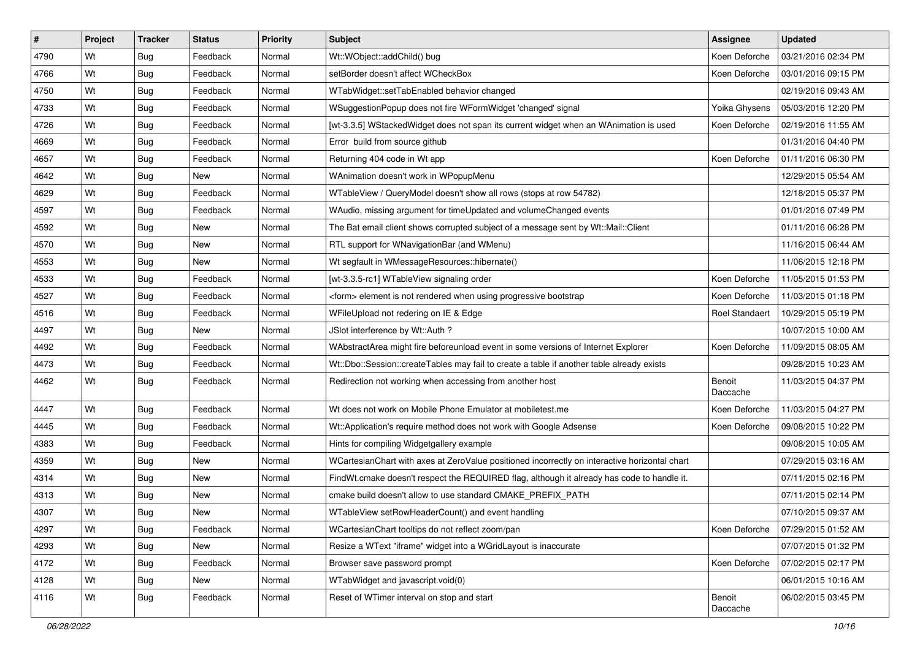| # | Project | Tracker | Status | Priority | Subject | Assignee | Updated |
|---|---|---|---|---|---|---|---|
| 4790 | Wt | Bug | Feedback | Normal | Wt::WObject::addChild() bug | Koen Deforche | 03/21/2016 02:34 PM |
| 4766 | Wt | Bug | Feedback | Normal | setBorder doesn't affect WCheckBox | Koen Deforche | 03/01/2016 09:15 PM |
| 4750 | Wt | Bug | Feedback | Normal | WTabWidget::setTabEnabled behavior changed | | 02/19/2016 09:43 AM |
| 4733 | Wt | Bug | Feedback | Normal | WSuggestionPopup does not fire WFormWidget 'changed' signal | Yoika Ghysens | 05/03/2016 12:20 PM |
| 4726 | Wt | Bug | Feedback | Normal | [wt-3.3.5] WStackedWidget does not span its current widget when an WAnimation is used | Koen Deforche | 02/19/2016 11:55 AM |
| 4669 | Wt | Bug | Feedback | Normal | Error build from source github | | 01/31/2016 04:40 PM |
| 4657 | Wt | Bug | Feedback | Normal | Returning 404 code in Wt app | Koen Deforche | 01/11/2016 06:30 PM |
| 4642 | Wt | Bug | New | Normal | WAnimation doesn't work in WPopupMenu | | 12/29/2015 05:54 AM |
| 4629 | Wt | Bug | Feedback | Normal | WTableView / QueryModel doesn't show all rows (stops at row 54782) | | 12/18/2015 05:37 PM |
| 4597 | Wt | Bug | Feedback | Normal | WAudio, missing argument for timeUpdated and volumeChanged events | | 01/01/2016 07:49 PM |
| 4592 | Wt | Bug | New | Normal | The Bat email client shows corrupted subject of a message sent by Wt::Mail::Client | | 01/11/2016 06:28 PM |
| 4570 | Wt | Bug | New | Normal | RTL support for WNavigationBar (and WMenu) | | 11/16/2015 06:44 AM |
| 4553 | Wt | Bug | New | Normal | Wt segfault in WMessageResources::hibernate() | | 11/06/2015 12:18 PM |
| 4533 | Wt | Bug | Feedback | Normal | [wt-3.3.5-rc1] WTableView signaling order | Koen Deforche | 11/05/2015 01:53 PM |
| 4527 | Wt | Bug | Feedback | Normal | <form> element is not rendered when using progressive bootstrap | Koen Deforche | 11/03/2015 01:18 PM |
| 4516 | Wt | Bug | Feedback | Normal | WFileUpload not redering on IE & Edge | Roel Standaert | 10/29/2015 05:19 PM |
| 4497 | Wt | Bug | New | Normal | JSlot interference by Wt::Auth ? | | 10/07/2015 10:00 AM |
| 4492 | Wt | Bug | Feedback | Normal | WAbstractArea might fire beforeunload event in some versions of Internet Explorer | Koen Deforche | 11/09/2015 08:05 AM |
| 4473 | Wt | Bug | Feedback | Normal | Wt::Dbo::Session::createTables may fail to create a table if another table already exists | | 09/28/2015 10:23 AM |
| 4462 | Wt | Bug | Feedback | Normal | Redirection not working when accessing from another host | Benoit Daccache | 11/03/2015 04:37 PM |
| 4447 | Wt | Bug | Feedback | Normal | Wt does not work on Mobile Phone Emulator at mobiletest.me | Koen Deforche | 11/03/2015 04:27 PM |
| 4445 | Wt | Bug | Feedback | Normal | Wt::Application's require method does not work with Google Adsense | Koen Deforche | 09/08/2015 10:22 PM |
| 4383 | Wt | Bug | Feedback | Normal | Hints for compiling Widgetgallery example | | 09/08/2015 10:05 AM |
| 4359 | Wt | Bug | New | Normal | WCartesianChart with axes at ZeroValue positioned incorrectly on interactive horizontal chart | | 07/29/2015 03:16 AM |
| 4314 | Wt | Bug | New | Normal | FindWt.cmake doesn't respect the REQUIRED flag, although it already has code to handle it. | | 07/11/2015 02:16 PM |
| 4313 | Wt | Bug | New | Normal | cmake build doesn't allow to use standard CMAKE_PREFIX_PATH | | 07/11/2015 02:14 PM |
| 4307 | Wt | Bug | New | Normal | WTableView setRowHeaderCount() and event handling | | 07/10/2015 09:37 AM |
| 4297 | Wt | Bug | Feedback | Normal | WCartesianChart tooltips do not reflect zoom/pan | Koen Deforche | 07/29/2015 01:52 AM |
| 4293 | Wt | Bug | New | Normal | Resize a WText "iframe" widget into a WGridLayout is inaccurate | | 07/07/2015 01:32 PM |
| 4172 | Wt | Bug | Feedback | Normal | Browser save password prompt | Koen Deforche | 07/02/2015 02:17 PM |
| 4128 | Wt | Bug | New | Normal | WTabWidget and javascript.void(0) | | 06/01/2015 10:16 AM |
| 4116 | Wt | Bug | Feedback | Normal | Reset of WTimer interval on stop and start | Benoit Daccache | 06/02/2015 03:45 PM |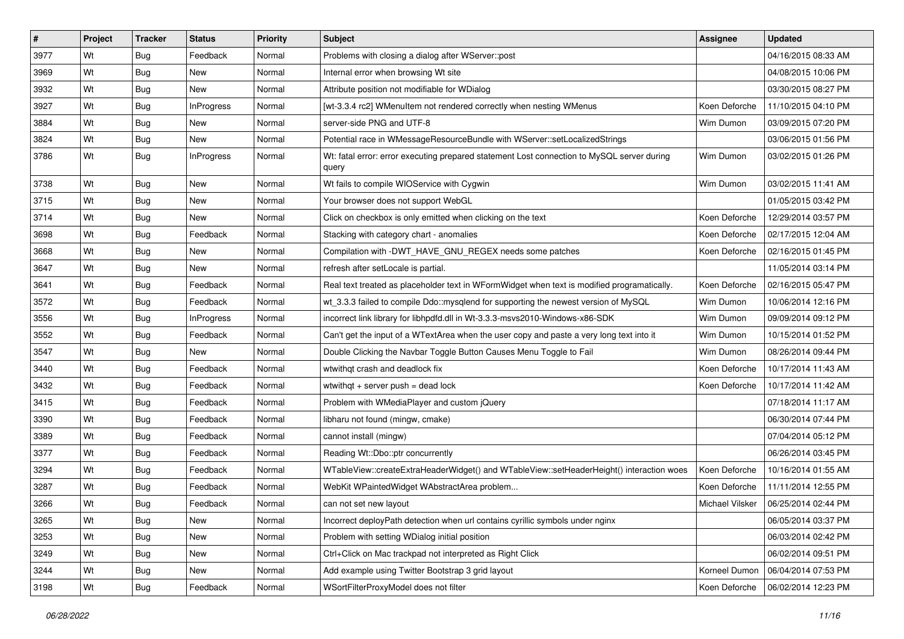| # | Project | Tracker | Status | Priority | Subject | Assignee | Updated |
|---|---|---|---|---|---|---|---|
| 3977 | Wt | Bug | Feedback | Normal | Problems with closing a dialog after WServer::post | | 04/16/2015 08:33 AM |
| 3969 | Wt | Bug | New | Normal | Internal error when browsing Wt site | | 04/08/2015 10:06 PM |
| 3932 | Wt | Bug | New | Normal | Attribute position not modifiable for WDialog | | 03/30/2015 08:27 PM |
| 3927 | Wt | Bug | InProgress | Normal | [wt-3.3.4 rc2] WMenuItem not rendered correctly when nesting WMenus | Koen Deforche | 11/10/2015 04:10 PM |
| 3884 | Wt | Bug | New | Normal | server-side PNG and UTF-8 | Wim Dumon | 03/09/2015 07:20 PM |
| 3824 | Wt | Bug | New | Normal | Potential race in WMessageResourceBundle with WServer::setLocalizedStrings | | 03/06/2015 01:56 PM |
| 3786 | Wt | Bug | InProgress | Normal | Wt: fatal error: error executing prepared statement Lost connection to MySQL server during query | Wim Dumon | 03/02/2015 01:26 PM |
| 3738 | Wt | Bug | New | Normal | Wt fails to compile WIOService with Cygwin | Wim Dumon | 03/02/2015 11:41 AM |
| 3715 | Wt | Bug | New | Normal | Your browser does not support WebGL | | 01/05/2015 03:42 PM |
| 3714 | Wt | Bug | New | Normal | Click on checkbox is only emitted when clicking on the text | Koen Deforche | 12/29/2014 03:57 PM |
| 3698 | Wt | Bug | Feedback | Normal | Stacking with category chart - anomalies | Koen Deforche | 02/17/2015 12:04 AM |
| 3668 | Wt | Bug | New | Normal | Compilation with -DWT_HAVE_GNU_REGEX needs some patches | Koen Deforche | 02/16/2015 01:45 PM |
| 3647 | Wt | Bug | New | Normal | refresh after setLocale is partial. | | 11/05/2014 03:14 PM |
| 3641 | Wt | Bug | Feedback | Normal | Real text treated as placeholder text in WFormWidget when text is modified programatically. | Koen Deforche | 02/16/2015 05:47 PM |
| 3572 | Wt | Bug | Feedback | Normal | wt_3.3.3 failed to compile Ddo::mysqlend for supporting the newest version of MySQL | Wim Dumon | 10/06/2014 12:16 PM |
| 3556 | Wt | Bug | InProgress | Normal | incorrect link library for libhpdfd.dll in Wt-3.3.3-msvs2010-Windows-x86-SDK | Wim Dumon | 09/09/2014 09:12 PM |
| 3552 | Wt | Bug | Feedback | Normal | Can't get the input of a WTextArea when the user copy and paste a very long text into it | Wim Dumon | 10/15/2014 01:52 PM |
| 3547 | Wt | Bug | New | Normal | Double Clicking the Navbar Toggle Button Causes Menu Toggle to Fail | Wim Dumon | 08/26/2014 09:44 PM |
| 3440 | Wt | Bug | Feedback | Normal | wtwithqt crash and deadlock fix | Koen Deforche | 10/17/2014 11:43 AM |
| 3432 | Wt | Bug | Feedback | Normal | wtwithqt + server push = dead lock | Koen Deforche | 10/17/2014 11:42 AM |
| 3415 | Wt | Bug | Feedback | Normal | Problem with WMediaPlayer and custom jQuery | | 07/18/2014 11:17 AM |
| 3390 | Wt | Bug | Feedback | Normal | libharu not found (mingw, cmake) | | 06/30/2014 07:44 PM |
| 3389 | Wt | Bug | Feedback | Normal | cannot install (mingw) | | 07/04/2014 05:12 PM |
| 3377 | Wt | Bug | Feedback | Normal | Reading Wt::Dbo::ptr concurrently | | 06/26/2014 03:45 PM |
| 3294 | Wt | Bug | Feedback | Normal | WTableView::createExtraHeaderWidget() and WTableView::setHeaderHeight() interaction woes | Koen Deforche | 10/16/2014 01:55 AM |
| 3287 | Wt | Bug | Feedback | Normal | WebKit WPaintedWidget WAbstractArea problem... | Koen Deforche | 11/11/2014 12:55 PM |
| 3266 | Wt | Bug | Feedback | Normal | can not set new layout | Michael Vilsker | 06/25/2014 02:44 PM |
| 3265 | Wt | Bug | New | Normal | Incorrect deployPath detection when url contains cyrillic symbols under nginx | | 06/05/2014 03:37 PM |
| 3253 | Wt | Bug | New | Normal | Problem with setting WDialog initial position | | 06/03/2014 02:42 PM |
| 3249 | Wt | Bug | New | Normal | Ctrl+Click on Mac trackpad not interpreted as Right Click | | 06/02/2014 09:51 PM |
| 3244 | Wt | Bug | New | Normal | Add example using Twitter Bootstrap 3 grid layout | Korneel Dumon | 06/04/2014 07:53 PM |
| 3198 | Wt | Bug | Feedback | Normal | WSortFilterProxyModel does not filter | Koen Deforche | 06/02/2014 12:23 PM |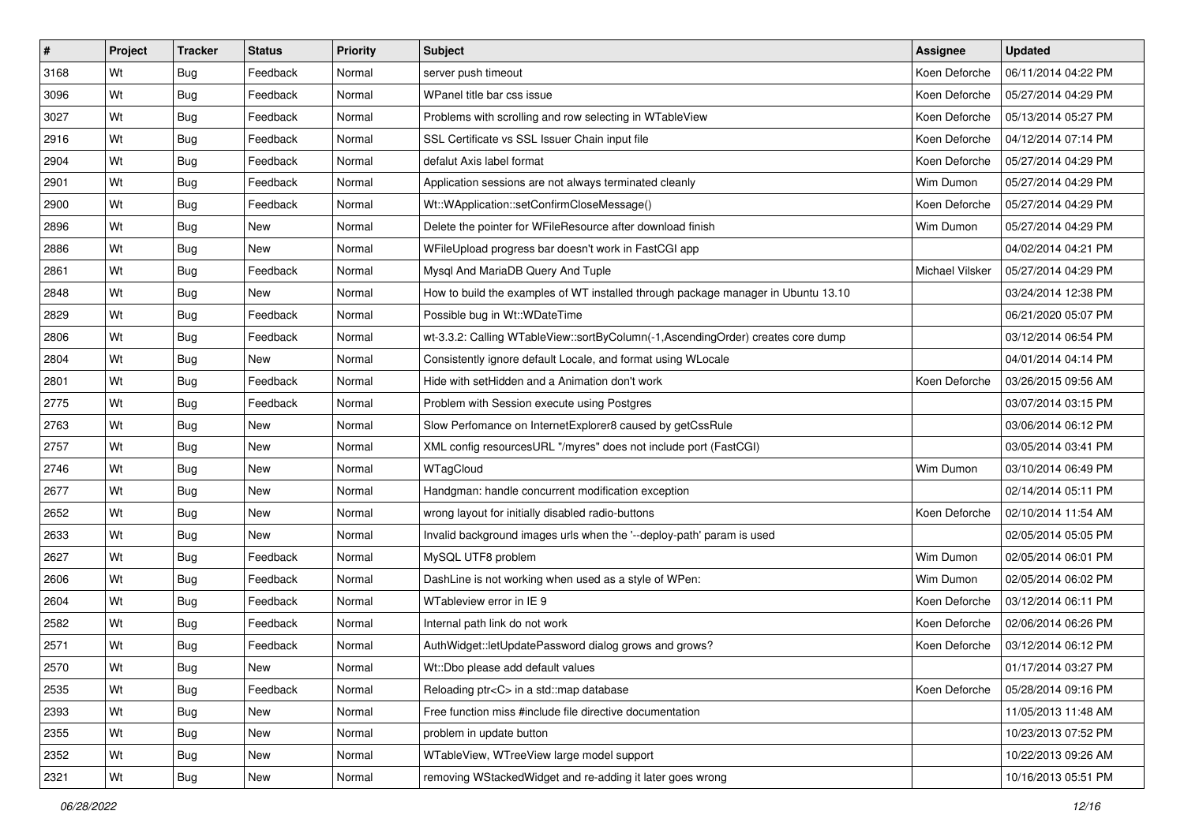| # | Project | Tracker | Status | Priority | Subject | Assignee | Updated |
|---|---|---|---|---|---|---|---|
| 3168 | Wt | Bug | Feedback | Normal | server push timeout | Koen Deforche | 06/11/2014 04:22 PM |
| 3096 | Wt | Bug | Feedback | Normal | WPanel title bar css issue | Koen Deforche | 05/27/2014 04:29 PM |
| 3027 | Wt | Bug | Feedback | Normal | Problems with scrolling and row selecting in WTableView | Koen Deforche | 05/13/2014 05:27 PM |
| 2916 | Wt | Bug | Feedback | Normal | SSL Certificate vs SSL Issuer Chain input file | Koen Deforche | 04/12/2014 07:14 PM |
| 2904 | Wt | Bug | Feedback | Normal | defalut Axis label format | Koen Deforche | 05/27/2014 04:29 PM |
| 2901 | Wt | Bug | Feedback | Normal | Application sessions are not always terminated cleanly | Wim Dumon | 05/27/2014 04:29 PM |
| 2900 | Wt | Bug | Feedback | Normal | Wt::WApplication::setConfirmCloseMessage() | Koen Deforche | 05/27/2014 04:29 PM |
| 2896 | Wt | Bug | New | Normal | Delete the pointer for WFileResource after download finish | Wim Dumon | 05/27/2014 04:29 PM |
| 2886 | Wt | Bug | New | Normal | WFileUpload progress bar doesn't work in FastCGI app | | 04/02/2014 04:21 PM |
| 2861 | Wt | Bug | Feedback | Normal | Mysql And MariaDB Query And Tuple | Michael Vilsker | 05/27/2014 04:29 PM |
| 2848 | Wt | Bug | New | Normal | How to build the examples of WT installed through package manager in Ubuntu 13.10 | | 03/24/2014 12:38 PM |
| 2829 | Wt | Bug | Feedback | Normal | Possible bug in Wt::WDateTime | | 06/21/2020 05:07 PM |
| 2806 | Wt | Bug | Feedback | Normal | wt-3.3.2: Calling WTableView::sortByColumn(-1,AscendingOrder) creates core dump | | 03/12/2014 06:54 PM |
| 2804 | Wt | Bug | New | Normal | Consistently ignore default Locale, and format using WLocale | | 04/01/2014 04:14 PM |
| 2801 | Wt | Bug | Feedback | Normal | Hide with setHidden and a Animation don't work | Koen Deforche | 03/26/2015 09:56 AM |
| 2775 | Wt | Bug | Feedback | Normal | Problem with Session execute using Postgres | | 03/07/2014 03:15 PM |
| 2763 | Wt | Bug | New | Normal | Slow Perfomance on InternetExplorer8 caused by getCssRule | | 03/06/2014 06:12 PM |
| 2757 | Wt | Bug | New | Normal | XML config resourcesURL "/myres" does not include port (FastCGI) | | 03/05/2014 03:41 PM |
| 2746 | Wt | Bug | New | Normal | WTagCloud | Wim Dumon | 03/10/2014 06:49 PM |
| 2677 | Wt | Bug | New | Normal | Handgman: handle concurrent modification exception | | 02/14/2014 05:11 PM |
| 2652 | Wt | Bug | New | Normal | wrong layout for initially disabled radio-buttons | Koen Deforche | 02/10/2014 11:54 AM |
| 2633 | Wt | Bug | New | Normal | Invalid background images urls when the '--deploy-path' param is used | | 02/05/2014 05:05 PM |
| 2627 | Wt | Bug | Feedback | Normal | MySQL UTF8 problem | Wim Dumon | 02/05/2014 06:01 PM |
| 2606 | Wt | Bug | Feedback | Normal | DashLine is not working when used as a style of WPen: | Wim Dumon | 02/05/2014 06:02 PM |
| 2604 | Wt | Bug | Feedback | Normal | WTableview error in IE 9 | Koen Deforche | 03/12/2014 06:11 PM |
| 2582 | Wt | Bug | Feedback | Normal | Internal path link do not work | Koen Deforche | 02/06/2014 06:26 PM |
| 2571 | Wt | Bug | Feedback | Normal | AuthWidget::letUpdatePassword dialog grows and grows? | Koen Deforche | 03/12/2014 06:12 PM |
| 2570 | Wt | Bug | New | Normal | Wt::Dbo please add default values | | 01/17/2014 03:27 PM |
| 2535 | Wt | Bug | Feedback | Normal | Reloading ptr<C> in a std::map database | Koen Deforche | 05/28/2014 09:16 PM |
| 2393 | Wt | Bug | New | Normal | Free function miss #include file directive documentation | | 11/05/2013 11:48 AM |
| 2355 | Wt | Bug | New | Normal | problem in update button | | 10/23/2013 07:52 PM |
| 2352 | Wt | Bug | New | Normal | WTableView, WTreeView large model support | | 10/22/2013 09:26 AM |
| 2321 | Wt | Bug | New | Normal | removing WStackedWidget and re-adding it later goes wrong | | 10/16/2013 05:51 PM |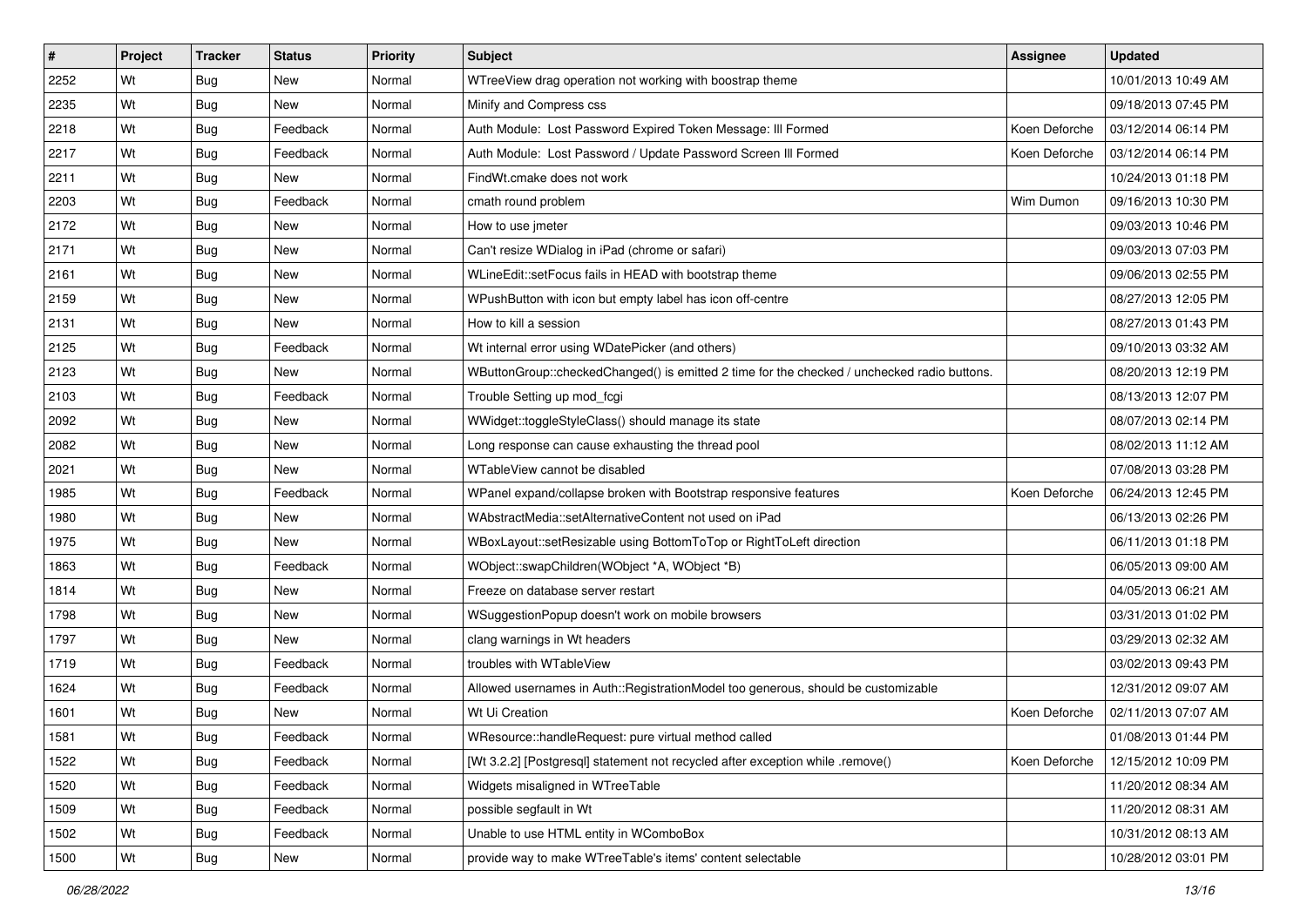| # | Project | Tracker | Status | Priority | Subject | Assignee | Updated |
|---|---|---|---|---|---|---|---|
| 2252 | Wt | Bug | New | Normal | WTreeView drag operation not working with boostrap theme | | 10/01/2013 10:49 AM |
| 2235 | Wt | Bug | New | Normal | Minify and Compress css | | 09/18/2013 07:45 PM |
| 2218 | Wt | Bug | Feedback | Normal | Auth Module:  Lost Password Expired Token Message: Ill Formed | Koen Deforche | 03/12/2014 06:14 PM |
| 2217 | Wt | Bug | Feedback | Normal | Auth Module:  Lost Password / Update Password Screen Ill Formed | Koen Deforche | 03/12/2014 06:14 PM |
| 2211 | Wt | Bug | New | Normal | FindWt.cmake does not work | | 10/24/2013 01:18 PM |
| 2203 | Wt | Bug | Feedback | Normal | cmath round problem | Wim Dumon | 09/16/2013 10:30 PM |
| 2172 | Wt | Bug | New | Normal | How to use jmeter | | 09/03/2013 10:46 PM |
| 2171 | Wt | Bug | New | Normal | Can't resize WDialog in iPad (chrome or safari) | | 09/03/2013 07:03 PM |
| 2161 | Wt | Bug | New | Normal | WLineEdit::setFocus fails in HEAD with bootstrap theme | | 09/06/2013 02:55 PM |
| 2159 | Wt | Bug | New | Normal | WPushButton with icon but empty label has icon off-centre | | 08/27/2013 12:05 PM |
| 2131 | Wt | Bug | New | Normal | How to kill a session | | 08/27/2013 01:43 PM |
| 2125 | Wt | Bug | Feedback | Normal | Wt internal error using WDatePicker (and others) | | 09/10/2013 03:32 AM |
| 2123 | Wt | Bug | New | Normal | WButtonGroup::checkedChanged() is emitted 2 time for the checked / unchecked radio buttons. | | 08/20/2013 12:19 PM |
| 2103 | Wt | Bug | Feedback | Normal | Trouble Setting up mod_fcgi | | 08/13/2013 12:07 PM |
| 2092 | Wt | Bug | New | Normal | WWidget::toggleStyleClass() should manage its state | | 08/07/2013 02:14 PM |
| 2082 | Wt | Bug | New | Normal | Long response can cause exhausting the thread pool | | 08/02/2013 11:12 AM |
| 2021 | Wt | Bug | New | Normal | WTableView cannot be disabled | | 07/08/2013 03:28 PM |
| 1985 | Wt | Bug | Feedback | Normal | WPanel expand/collapse broken with Bootstrap responsive features | Koen Deforche | 06/24/2013 12:45 PM |
| 1980 | Wt | Bug | New | Normal | WAbstractMedia::setAlternativeContent not used on iPad | | 06/13/2013 02:26 PM |
| 1975 | Wt | Bug | New | Normal | WBoxLayout::setResizable using BottomToTop or RightToLeft direction | | 06/11/2013 01:18 PM |
| 1863 | Wt | Bug | Feedback | Normal | WObject::swapChildren(WObject *A, WObject *B) | | 06/05/2013 09:00 AM |
| 1814 | Wt | Bug | New | Normal | Freeze on database server restart | | 04/05/2013 06:21 AM |
| 1798 | Wt | Bug | New | Normal | WSuggestionPopup doesn't work on mobile browsers | | 03/31/2013 01:02 PM |
| 1797 | Wt | Bug | New | Normal | clang warnings in Wt headers | | 03/29/2013 02:32 AM |
| 1719 | Wt | Bug | Feedback | Normal | troubles with WTableView | | 03/02/2013 09:43 PM |
| 1624 | Wt | Bug | Feedback | Normal | Allowed usernames in Auth::RegistrationModel too generous, should be customizable | | 12/31/2012 09:07 AM |
| 1601 | Wt | Bug | New | Normal | Wt Ui Creation | Koen Deforche | 02/11/2013 07:07 AM |
| 1581 | Wt | Bug | Feedback | Normal | WResource::handleRequest: pure virtual method called | | 01/08/2013 01:44 PM |
| 1522 | Wt | Bug | Feedback | Normal | [Wt 3.2.2] [Postgresql] statement not recycled after exception while .remove() | Koen Deforche | 12/15/2012 10:09 PM |
| 1520 | Wt | Bug | Feedback | Normal | Widgets misaligned in WTreeTable | | 11/20/2012 08:34 AM |
| 1509 | Wt | Bug | Feedback | Normal | possible segfault in Wt | | 11/20/2012 08:31 AM |
| 1502 | Wt | Bug | Feedback | Normal | Unable to use HTML entity in WComboBox | | 10/31/2012 08:13 AM |
| 1500 | Wt | Bug | New | Normal | provide way to make WTreeTable's items' content selectable | | 10/28/2012 03:01 PM |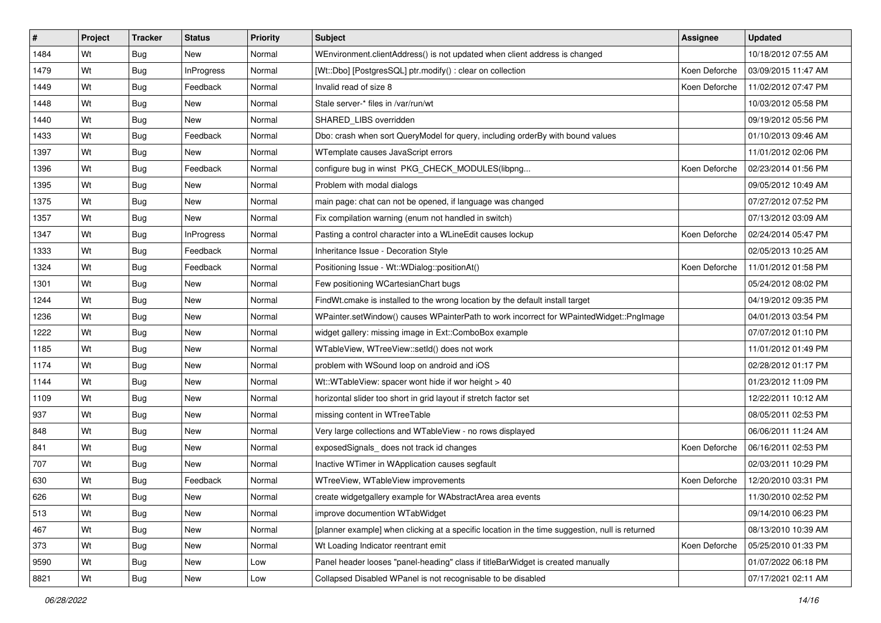| # | Project | Tracker | Status | Priority | Subject | Assignee | Updated |
|---|---|---|---|---|---|---|---|
| 1484 | Wt | Bug | New | Normal | WEnvironment.clientAddress() is not updated when client address is changed | | 10/18/2012 07:55 AM |
| 1479 | Wt | Bug | InProgress | Normal | [Wt::Dbo] [PostgresSQL] ptr.modify() : clear on collection | Koen Deforche | 03/09/2015 11:47 AM |
| 1449 | Wt | Bug | Feedback | Normal | Invalid read of size 8 | Koen Deforche | 11/02/2012 07:47 PM |
| 1448 | Wt | Bug | New | Normal | Stale server-* files in /var/run/wt | | 10/03/2012 05:58 PM |
| 1440 | Wt | Bug | New | Normal | SHARED_LIBS overridden | | 09/19/2012 05:56 PM |
| 1433 | Wt | Bug | Feedback | Normal | Dbo: crash when sort QueryModel for query, including orderBy with bound values | | 01/10/2013 09:46 AM |
| 1397 | Wt | Bug | New | Normal | WTemplate causes JavaScript errors | | 11/01/2012 02:06 PM |
| 1396 | Wt | Bug | Feedback | Normal | configure bug in winst PKG_CHECK_MODULES(libpng... | Koen Deforche | 02/23/2014 01:56 PM |
| 1395 | Wt | Bug | New | Normal | Problem with modal dialogs | | 09/05/2012 10:49 AM |
| 1375 | Wt | Bug | New | Normal | main page: chat can not be opened, if language was changed | | 07/27/2012 07:52 PM |
| 1357 | Wt | Bug | New | Normal | Fix compilation warning (enum not handled in switch) | | 07/13/2012 03:09 AM |
| 1347 | Wt | Bug | InProgress | Normal | Pasting a control character into a WLineEdit causes lockup | Koen Deforche | 02/24/2014 05:47 PM |
| 1333 | Wt | Bug | Feedback | Normal | Inheritance Issue - Decoration Style | | 02/05/2013 10:25 AM |
| 1324 | Wt | Bug | Feedback | Normal | Positioning Issue - Wt::WDialog::positionAt() | Koen Deforche | 11/01/2012 01:58 PM |
| 1301 | Wt | Bug | New | Normal | Few positioning WCartesianChart bugs | | 05/24/2012 08:02 PM |
| 1244 | Wt | Bug | New | Normal | FindWt.cmake is installed to the wrong location by the default install target | | 04/19/2012 09:35 PM |
| 1236 | Wt | Bug | New | Normal | WPainter.setWindow() causes WPainterPath to work incorrect for WPaintedWidget::PngImage | | 04/01/2013 03:54 PM |
| 1222 | Wt | Bug | New | Normal | widget gallery: missing image in Ext::ComboBox example | | 07/07/2012 01:10 PM |
| 1185 | Wt | Bug | New | Normal | WTableView, WTreeView::setId() does not work | | 11/01/2012 01:49 PM |
| 1174 | Wt | Bug | New | Normal | problem with WSound loop on android and iOS | | 02/28/2012 01:17 PM |
| 1144 | Wt | Bug | New | Normal | Wt::WTableView: spacer wont hide if wor height > 40 | | 01/23/2012 11:09 PM |
| 1109 | Wt | Bug | New | Normal | horizontal slider too short in grid layout if stretch factor set | | 12/22/2011 10:12 AM |
| 937 | Wt | Bug | New | Normal | missing content in WTreeTable | | 08/05/2011 02:53 PM |
| 848 | Wt | Bug | New | Normal | Very large collections and WTableView - no rows displayed | | 06/06/2011 11:24 AM |
| 841 | Wt | Bug | New | Normal | exposedSignals_ does not track id changes | Koen Deforche | 06/16/2011 02:53 PM |
| 707 | Wt | Bug | New | Normal | Inactive WTimer in WApplication causes segfault | | 02/03/2011 10:29 PM |
| 630 | Wt | Bug | Feedback | Normal | WTreeView, WTableView improvements | Koen Deforche | 12/20/2010 03:31 PM |
| 626 | Wt | Bug | New | Normal | create widgetgallery example for WAbstractArea area events | | 11/30/2010 02:52 PM |
| 513 | Wt | Bug | New | Normal | improve documention WTabWidget | | 09/14/2010 06:23 PM |
| 467 | Wt | Bug | New | Normal | [planner example] when clicking at a specific location in the time suggestion, null is returned | | 08/13/2010 10:39 AM |
| 373 | Wt | Bug | New | Normal | Wt Loading Indicator reentrant emit | Koen Deforche | 05/25/2010 01:33 PM |
| 9590 | Wt | Bug | New | Low | Panel header looses "panel-heading" class if titleBarWidget is created manually | | 01/07/2022 06:18 PM |
| 8821 | Wt | Bug | New | Low | Collapsed Disabled WPanel is not recognisable to be disabled | | 07/17/2021 02:11 AM |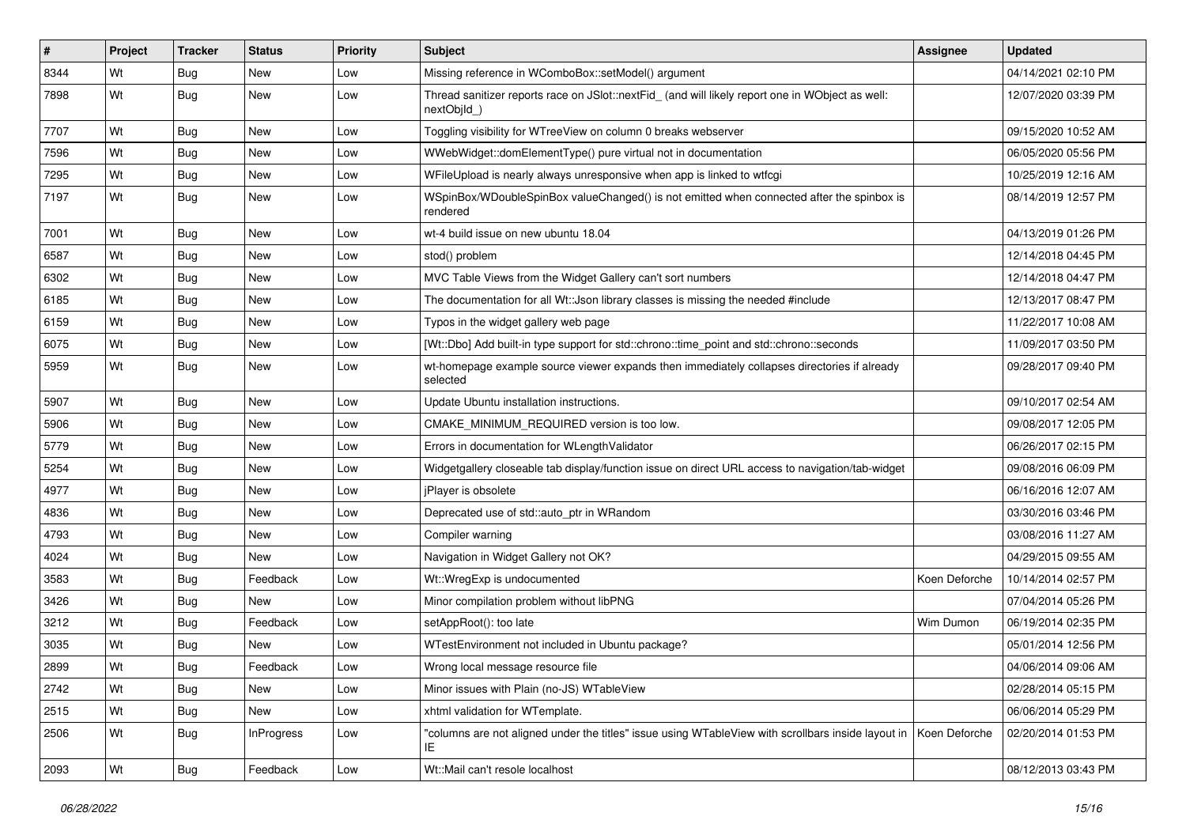| # | Project | Tracker | Status | Priority | Subject | Assignee | Updated |
|---|---|---|---|---|---|---|---|
| 8344 | Wt | Bug | New | Low | Missing reference in WComboBox::setModel() argument | | 04/14/2021 02:10 PM |
| 7898 | Wt | Bug | New | Low | Thread sanitizer reports race on JSlot::nextFid_ (and will likely report one in WObject as well: nextObjId_) | | 12/07/2020 03:39 PM |
| 7707 | Wt | Bug | New | Low | Toggling visibility for WTreeView on column 0 breaks webserver | | 09/15/2020 10:52 AM |
| 7596 | Wt | Bug | New | Low | WWebWidget::domElementType() pure virtual not in documentation | | 06/05/2020 05:56 PM |
| 7295 | Wt | Bug | New | Low | WFileUpload is nearly always unresponsive when app is linked to wtfcgi | | 10/25/2019 12:16 AM |
| 7197 | Wt | Bug | New | Low | WSpinBox/WDoubleSpinBox valueChanged() is not emitted when connected after the spinbox is rendered | | 08/14/2019 12:57 PM |
| 7001 | Wt | Bug | New | Low | wt-4 build issue on new ubuntu 18.04 | | 04/13/2019 01:26 PM |
| 6587 | Wt | Bug | New | Low | stod() problem | | 12/14/2018 04:45 PM |
| 6302 | Wt | Bug | New | Low | MVC Table Views from the Widget Gallery can't sort numbers | | 12/14/2018 04:47 PM |
| 6185 | Wt | Bug | New | Low | The documentation for all Wt::Json library classes is missing the needed #include | | 12/13/2017 08:47 PM |
| 6159 | Wt | Bug | New | Low | Typos in the widget gallery web page | | 11/22/2017 10:08 AM |
| 6075 | Wt | Bug | New | Low | [Wt::Dbo] Add built-in type support for std::chrono::time_point and std::chrono::seconds | | 11/09/2017 03:50 PM |
| 5959 | Wt | Bug | New | Low | wt-homepage example source viewer expands then immediately collapses directories if already selected | | 09/28/2017 09:40 PM |
| 5907 | Wt | Bug | New | Low | Update Ubuntu installation instructions. | | 09/10/2017 02:54 AM |
| 5906 | Wt | Bug | New | Low | CMAKE_MINIMUM_REQUIRED version is too low. | | 09/08/2017 12:05 PM |
| 5779 | Wt | Bug | New | Low | Errors in documentation for WLengthValidator | | 06/26/2017 02:15 PM |
| 5254 | Wt | Bug | New | Low | Widgetgallery closeable tab display/function issue on direct URL access to navigation/tab-widget | | 09/08/2016 06:09 PM |
| 4977 | Wt | Bug | New | Low | jPlayer is obsolete | | 06/16/2016 12:07 AM |
| 4836 | Wt | Bug | New | Low | Deprecated use of std::auto_ptr in WRandom | | 03/30/2016 03:46 PM |
| 4793 | Wt | Bug | New | Low | Compiler warning | | 03/08/2016 11:27 AM |
| 4024 | Wt | Bug | New | Low | Navigation in Widget Gallery not OK? | | 04/29/2015 09:55 AM |
| 3583 | Wt | Bug | Feedback | Low | Wt::WregExp is undocumented | Koen Deforche | 10/14/2014 02:57 PM |
| 3426 | Wt | Bug | New | Low | Minor compilation problem without libPNG | | 07/04/2014 05:26 PM |
| 3212 | Wt | Bug | Feedback | Low | setAppRoot(): too late | Wim Dumon | 06/19/2014 02:35 PM |
| 3035 | Wt | Bug | New | Low | WTestEnvironment not included in Ubuntu package? | | 05/01/2014 12:56 PM |
| 2899 | Wt | Bug | Feedback | Low | Wrong local message resource file | | 04/06/2014 09:06 AM |
| 2742 | Wt | Bug | New | Low | Minor issues with Plain (no-JS) WTableView | | 02/28/2014 05:15 PM |
| 2515 | Wt | Bug | New | Low | xhtml validation for WTemplate. | | 06/06/2014 05:29 PM |
| 2506 | Wt | Bug | InProgress | Low | "columns are not aligned under the titles" issue using WTableView with scrollbars inside layout in IE | Koen Deforche | 02/20/2014 01:53 PM |
| 2093 | Wt | Bug | Feedback | Low | Wt::Mail can't resole localhost | | 08/12/2013 03:43 PM |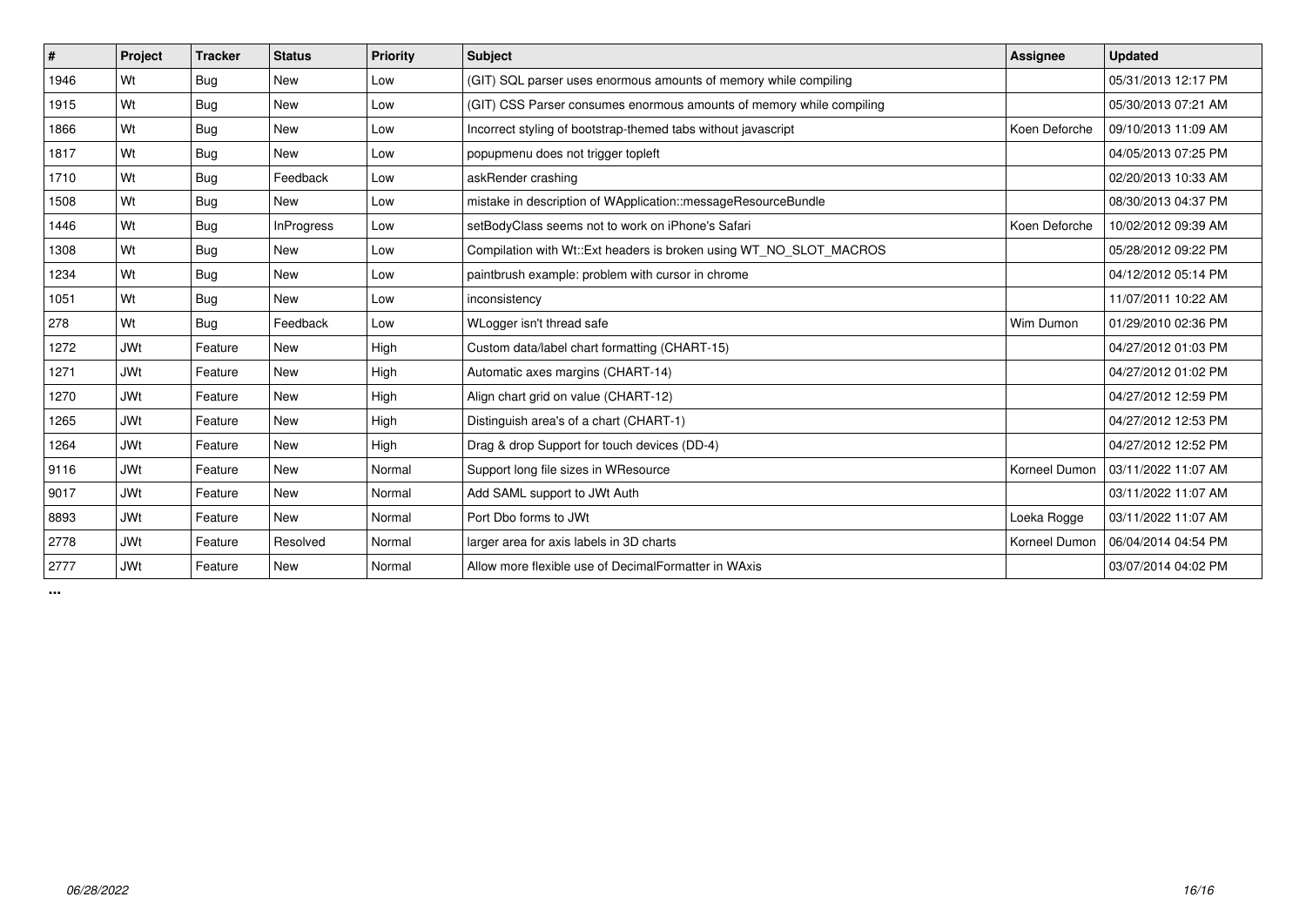| # | Project | Tracker | Status | Priority | Subject | Assignee | Updated |
|---|---|---|---|---|---|---|---|
| 1946 | Wt | Bug | New | Low | (GIT) SQL parser uses enormous amounts of memory while compiling | | 05/31/2013 12:17 PM |
| 1915 | Wt | Bug | New | Low | (GIT) CSS Parser consumes enormous amounts of memory while compiling | | 05/30/2013 07:21 AM |
| 1866 | Wt | Bug | New | Low | Incorrect styling of bootstrap-themed tabs without javascript | Koen Deforche | 09/10/2013 11:09 AM |
| 1817 | Wt | Bug | New | Low | popupmenu does not trigger topleft | | 04/05/2013 07:25 PM |
| 1710 | Wt | Bug | Feedback | Low | askRender crashing | | 02/20/2013 10:33 AM |
| 1508 | Wt | Bug | New | Low | mistake in description of WApplication::messageResourceBundle | | 08/30/2013 04:37 PM |
| 1446 | Wt | Bug | InProgress | Low | setBodyClass seems not to work on iPhone's Safari | Koen Deforche | 10/02/2012 09:39 AM |
| 1308 | Wt | Bug | New | Low | Compilation with Wt::Ext headers is broken using WT_NO_SLOT_MACROS | | 05/28/2012 09:22 PM |
| 1234 | Wt | Bug | New | Low | paintbrush example: problem with cursor in chrome | | 04/12/2012 05:14 PM |
| 1051 | Wt | Bug | New | Low | inconsistency | | 11/07/2011 10:22 AM |
| 278 | Wt | Bug | Feedback | Low | WLogger isn't thread safe | Wim Dumon | 01/29/2010 02:36 PM |
| 1272 | JWt | Feature | New | High | Custom data/label chart formatting (CHART-15) | | 04/27/2012 01:03 PM |
| 1271 | JWt | Feature | New | High | Automatic axes margins (CHART-14) | | 04/27/2012 01:02 PM |
| 1270 | JWt | Feature | New | High | Align chart grid on value (CHART-12) | | 04/27/2012 12:59 PM |
| 1265 | JWt | Feature | New | High | Distinguish area's of a chart (CHART-1) | | 04/27/2012 12:53 PM |
| 1264 | JWt | Feature | New | High | Drag & drop Support for touch devices (DD-4) | | 04/27/2012 12:52 PM |
| 9116 | JWt | Feature | New | Normal | Support long file sizes in WResource | Korneel Dumon | 03/11/2022 11:07 AM |
| 9017 | JWt | Feature | New | Normal | Add SAML support to JWt Auth | | 03/11/2022 11:07 AM |
| 8893 | JWt | Feature | New | Normal | Port Dbo forms to JWt | Loeka Rogge | 03/11/2022 11:07 AM |
| 2778 | JWt | Feature | Resolved | Normal | larger area for axis labels in 3D charts | Korneel Dumon | 06/04/2014 04:54 PM |
| 2777 | JWt | Feature | New | Normal | Allow more flexible use of DecimalFormatter in WAxis | | 03/07/2014 04:02 PM |

...